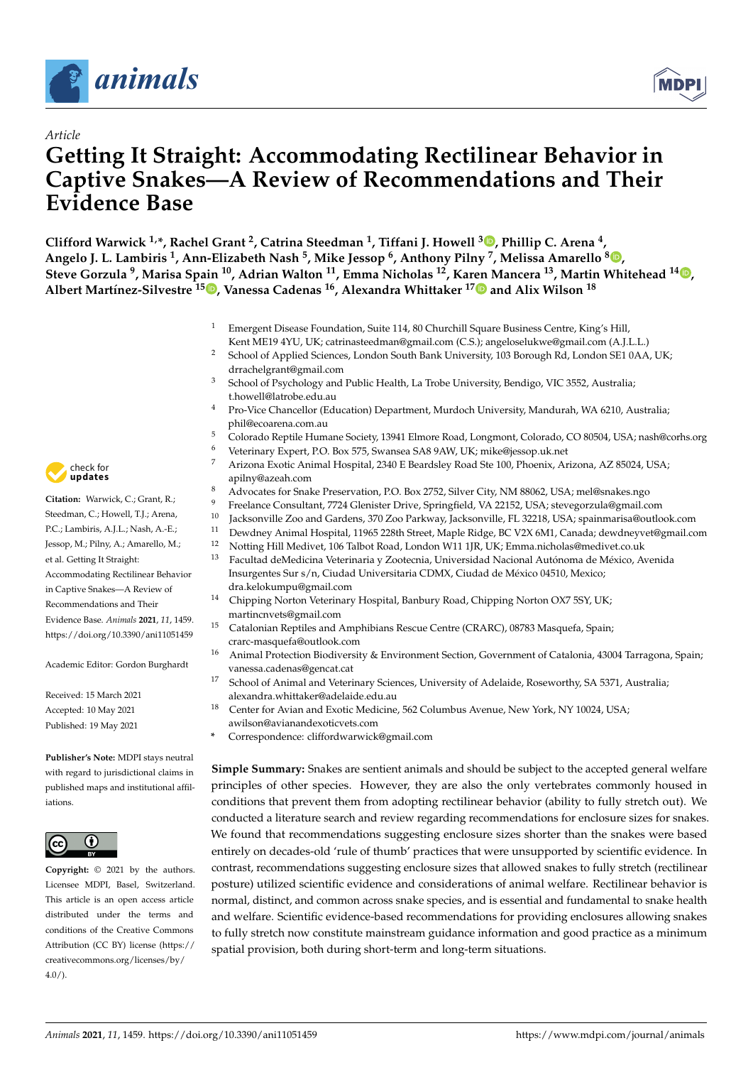Article

# Getting It Straight: Accommodating Rectilinear Behavior in Captive Snakes—A Review of Recommendations and Their Evidence Base

**Clifford Warwick [1,*], Rachel Grant [2], Catrina Steedman [1], Tiffani J. Howell [3], Phillip C. Arena [4], Angelo J. L. Lambiris [1], Ann-Elizabeth Nash [5], Mike Jessop [6], Anthony Pilny [7], Melissa Amarello [8], Steve Gorzula [9], Marisa Spain [10], Adrian Walton [11], Emma Nicholas [12], Karen Mancera [13], Martin Whitehead [14], Albert Martínez-Silvestre [15], Vanessa Cadenas [16], Alexandra Whittaker [17] and Alix Wilson [18]**

[1] Emergent Disease Foundation, Suite 114, 80 Churchill Square Business Centre, King's Hill, Kent ME19 4YU, UK; catrinasteedman@gmail.com (C.S.); angeloslukwe@gmail.com (A.J.L.L.)
[2] School of Applied Sciences, London South Bank University, 103 Borough Rd, London SE1 0AA, UK; drrachelgrant@gmail.com
[3] School of Psychology and Public Health, La Trobe University, Bendigo, VIC 3552, Australia; t.howell@latrobe.edu.au
[4] Pro-Vice Chancellor (Education) Department, Murdoch University, Mandurah, WA 6210, Australia; phil@ecoarena.com.au
[5] Colorado Reptile Humane Society, 13941 Elmore Road, Longmont, Colorado, CO 80504, USA; nash@corhs.org
[6] Veterinary Expert, P.O. Box 575, Swansea SA8 9AW, UK; mike@jessop.uk.net
[7] Arizona Exotic Animal Hospital, 2340 E Beardsley Road Ste 100, Phoenix, Arizona, AZ 85024, USA; apilny@azeah.com
[8] Advocates for Snake Preservation, P.O. Box 2752, Silver City, NM 88062, USA; mel@snakes.ngo
[9] Freelance Consultant, 7724 Glenister Drive, Springfield, VA 22152, USA; stevegorzula@gmail.com
[10] Jacksonville Zoo and Gardens, 370 Zoo Parkway, Jacksonville, FL 32218, USA; spainmarisa@outlook.com
[11] Dewdney Animal Hospital, 11965 228th Street, Maple Ridge, BC V2X 6M1, Canada; dewdneyvet@gmail.com
[12] Notting Hill Medivet, 106 Talbot Road, London W11 1JR, UK; Emma.nicholas@medivet.co.uk
[13] Facultad deMedicina Veterinaria y Zootecnia, Universidad Nacional Autónoma de México, Avenida Insurgentes Sur s/n, Ciudad Universitaria CDMX, Ciudad de México 04510, Mexico; dra.kelokumpu@gmail.com
[14] Chipping Norton Veterinary Hospital, Banbury Road, Chipping Norton OX7 5SY, UK; martincnvets@gmail.com
[15] Catalonian Reptiles and Amphibians Rescue Centre (CRARC), 08783 Masquefa, Spain; crarc-masquefa@outlook.com
[16] Animal Protection Biodiversity & Environment Section, Government of Catalonia, 43004 Tarragona, Spain; vanessa.cadenas@gencat.cat
[17] School of Animal and Veterinary Sciences, University of Adelaide, Roseworthy, SA 5371, Australia; alexandra.whittaker@adelaide.edu.au
[18] Center for Avian and Exotic Medicine, 562 Columbus Avenue, New York, NY 10024, USA; awilson@avianandexoticvets.com
* Correspondence: cliffordwarwick@gmail.com

**Citation:** Warwick, C.; Grant, R.; Steedman, C.; Howell, T.J.; Arena, P.C.; Lambiris, A.J.L.; Nash, A.-E.; Jessop, M.; Pilny, A.; Amarello, M.; et al. Getting It Straight: Accommodating Rectilinear Behavior in Captive Snakes—A Review of Recommendations and Their Evidence Base. *Animals* **2021**, *11*, 1459. https://doi.org/10.3390/ani11051459

Academic Editor: Gordon Burghardt

Received: 15 March 2021
Accepted: 10 May 2021
Published: 19 May 2021

**Publisher's Note:** MDPI stays neutral with regard to jurisdictional claims in published maps and institutional affiliations.

**Copyright:** © 2021 by the authors. Licensee MDPI, Basel, Switzerland. This article is an open access article distributed under the terms and conditions of the Creative Commons Attribution (CC BY) license (https://creativecommons.org/licenses/by/4.0/).

**Simple Summary:** Snakes are sentient animals and should be subject to the accepted general welfare principles of other species. However, they are also the only vertebrates commonly housed in conditions that prevent them from adopting rectilinear behavior (ability to fully stretch out). We conducted a literature search and review regarding recommendations for enclosure sizes for snakes. We found that recommendations suggesting enclosure sizes shorter than the snakes were based entirely on decades-old 'rule of thumb' practices that were unsupported by scientific evidence. In contrast, recommendations suggesting enclosure sizes that allowed snakes to fully stretch (rectilinear posture) utilized scientific evidence and considerations of animal welfare. Rectilinear behavior is normal, distinct, and common across snake species, and is essential and fundamental to snake health and welfare. Scientific evidence-based recommendations for providing enclosures allowing snakes to fully stretch now constitute mainstream guidance information and good practice as a minimum spatial provision, both during short-term and long-term situations.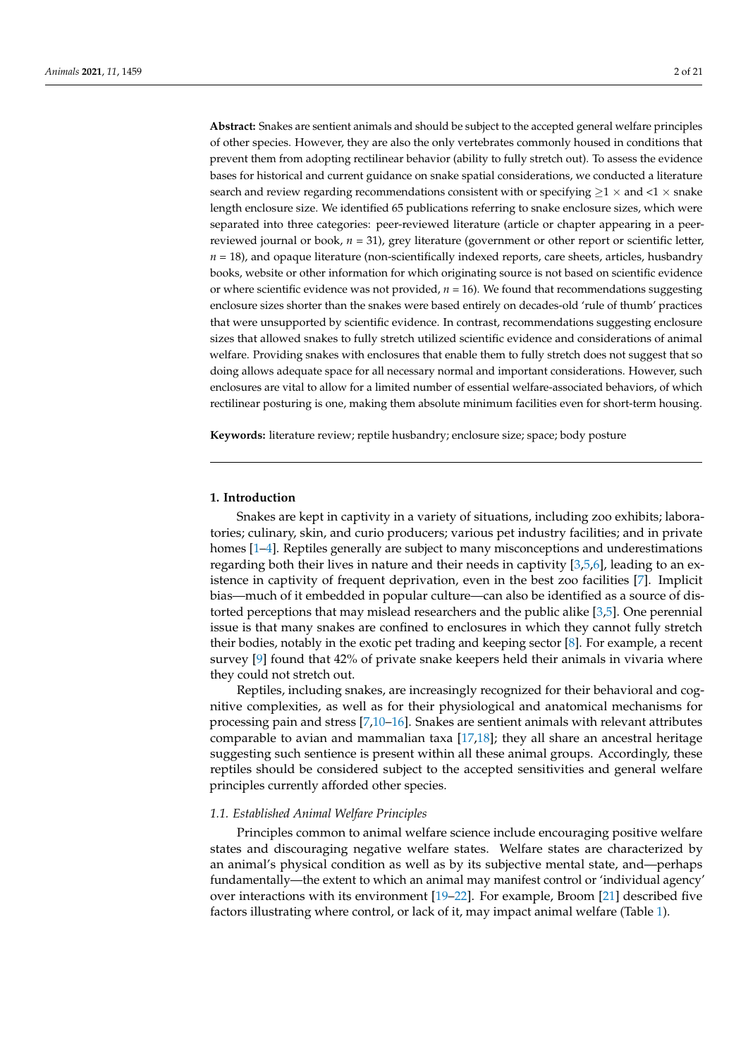**Abstract:** Snakes are sentient animals and should be subject to the accepted general welfare principles of other species. However, they are also the only vertebrates commonly housed in conditions that prevent them from adopting rectilinear behavior (ability to fully stretch out). To assess the evidence bases for historical and current guidance on snake spatial considerations, we conducted a literature search and review regarding recommendations consistent with or specifying $\geq 1 \times$ and $< 1 \times$ snake length enclosure size. We identified 65 publications referring to snake enclosure sizes, which were separated into three categories: peer-reviewed literature (article or chapter appearing in a peer-reviewed journal or book, $n = 31$), grey literature (government or other report or scientific letter, $n = 18$), and opaque literature (non-scientifically indexed reports, care sheets, articles, husbandry books, website or other information for which originating source is not based on scientific evidence or where scientific evidence was not provided, $n = 16$). We found that recommendations suggesting enclosure sizes shorter than the snakes were based entirely on decades-old 'rule of thumb' practices that were unsupported by scientific evidence. In contrast, recommendations suggesting enclosure sizes that allowed snakes to fully stretch utilized scientific evidence and considerations of animal welfare. Providing snakes with enclosures that enable them to fully stretch does not suggest that so doing allows adequate space for all necessary normal and important considerations. However, such enclosures are vital to allow for a limited number of essential welfare-associated behaviors, of which rectilinear posturing is one, making them absolute minimum facilities even for short-term housing.

**Keywords:** literature review; reptile husbandry; enclosure size; space; body posture

## 1. Introduction

Snakes are kept in captivity in a variety of situations, including zoo exhibits; laboratories; culinary, skin, and curio producers; various pet industry facilities; and in private homes [1–4]. Reptiles generally are subject to many misconceptions and underestimations regarding both their lives in nature and their needs in captivity [3,5,6], leading to an existence in captivity of frequent deprivation, even in the best zoo facilities [7]. Implicit bias—much of it embedded in popular culture—can also be identified as a source of distorted perceptions that may mislead researchers and the public alike [3,5]. One perennial issue is that many snakes are confined to enclosures in which they cannot fully stretch their bodies, notably in the exotic pet trading and keeping sector [8]. For example, a recent survey [9] found that 42% of private snake keepers held their animals in vivaria where they could not stretch out.

Reptiles, including snakes, are increasingly recognized for their behavioral and cognitive complexities, as well as for their physiological and anatomical mechanisms for processing pain and stress [7,10–16]. Snakes are sentient animals with relevant attributes comparable to avian and mammalian taxa [17,18]; they all share an ancestral heritage suggesting such sentience is present within all these animal groups. Accordingly, these reptiles should be considered subject to the accepted sensitivities and general welfare principles currently afforded other species.

### *1.1. Established Animal Welfare Principles*

Principles common to animal welfare science include encouraging positive welfare states and discouraging negative welfare states. Welfare states are characterized by an animal's physical condition as well as by its subjective mental state, and—perhaps fundamentally—the extent to which an animal may manifest control or 'individual agency' over interactions with its environment [19–22]. For example, Broom [21] described five factors illustrating where control, or lack of it, may impact animal welfare (Table 1).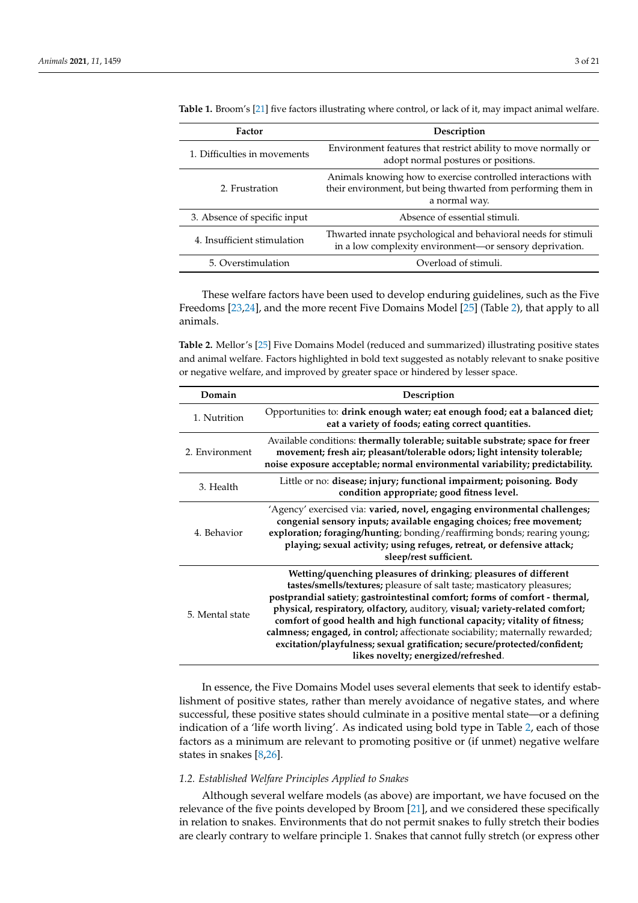**Table 1.** Broom's [21] five factors illustrating where control, or lack of it, may impact animal welfare.

| Factor | Description |
|---|---|
| 1. Difficulties in movements | Environment features that restrict ability to move normally or adopt normal postures or positions. |
| 2. Frustration | Animals knowing how to exercise controlled interactions with their environment, but being thwarted from performing them in a normal way. |
| 3. Absence of specific input | Absence of essential stimuli. |
| 4. Insufficient stimulation | Thwarted innate psychological and behavioral needs for stimuli in a low complexity environment—or sensory deprivation. |
| 5. Overstimulation | Overload of stimuli. |

These welfare factors have been used to develop enduring guidelines, such as the Five Freedoms [23,24], and the more recent Five Domains Model [25] (Table 2), that apply to all animals.

**Table 2.** Mellor's [25] Five Domains Model (reduced and summarized) illustrating positive states and animal welfare. Factors highlighted in bold text suggested as notably relevant to snake positive or negative welfare, and improved by greater space or hindered by lesser space.

| Domain | Description |
|---|---|
| 1. Nutrition | Opportunities to: **drink enough water; eat enough food; eat a balanced diet; eat a variety of foods; eating correct quantities.** |
| 2. Environment | Available conditions: **thermally tolerable; suitable substrate; space for freer movement; fresh air; pleasant/tolerable odors; light intensity tolerable; noise exposure acceptable; normal environmental variability; predictability.** |
| 3. Health | Little or no: **disease; injury; functional impairment; poisoning. Body condition appropriate; good fitness level.** |
| 4. Behavior | 'Agency' exercised via: **varied, novel, engaging environmental challenges; congenial sensory inputs; available engaging choices; free movement; exploration; foraging/hunting**; bonding/reaffirming bonds; rearing young; **playing; sexual activity; using refuges, retreat, or defensive attack; sleep/rest sufficient.** |
| 5. Mental state | **Wetting/quenching pleasures of drinking**; **pleasures of different tastes/smells/textures;** pleasure of salt taste; masticatory pleasures; **postprandial satiety**; **gastrointestinal comfort; forms of comfort - thermal, physical, respiratory, olfactory,** auditory, **visual; variety-related comfort; comfort of good health and high functional capacity; vitality of fitness; calmness; engaged, in control;** affectionate sociability; maternally rewarded; **excitation/playfulness; sexual gratification; secure/protected/confident; likes novelty; energized/refreshed**. |

In essence, the Five Domains Model uses several elements that seek to identify establishment of positive states, rather than merely avoidance of negative states, and where successful, these positive states should culminate in a positive mental state—or a defining indication of a 'life worth living'. As indicated using bold type in Table 2, each of those factors as a minimum are relevant to promoting positive or (if unmet) negative welfare states in snakes [8,26].

### *1.2. Established Welfare Principles Applied to Snakes*

Although several welfare models (as above) are important, we have focused on the relevance of the five points developed by Broom [21], and we considered these specifically in relation to snakes. Environments that do not permit snakes to fully stretch their bodies are clearly contrary to welfare principle 1. Snakes that cannot fully stretch (or express other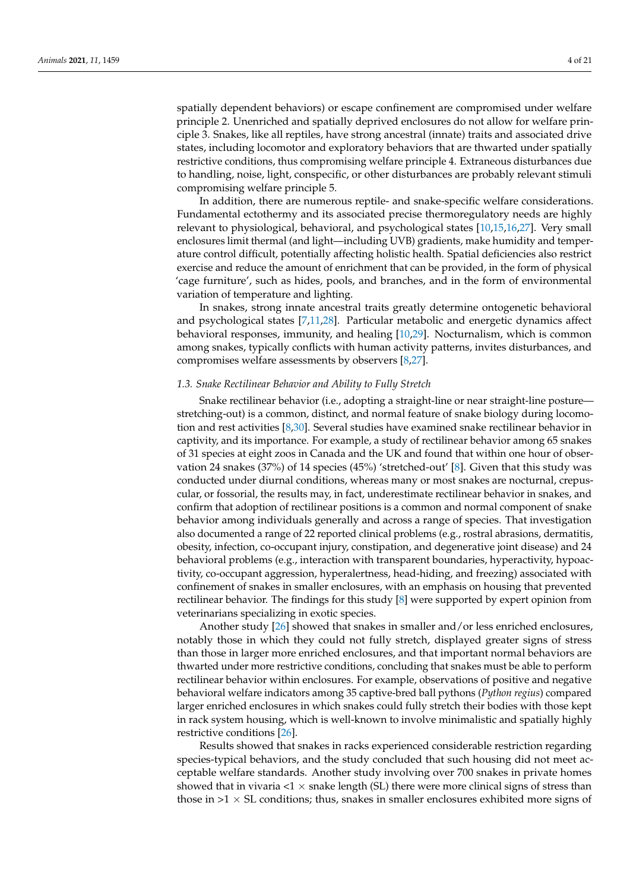spatially dependent behaviors) or escape confinement are compromised under welfare principle 2. Unenriched and spatially deprived enclosures do not allow for welfare principle 3. Snakes, like all reptiles, have strong ancestral (innate) traits and associated drive states, including locomotor and exploratory behaviors that are thwarted under spatially restrictive conditions, thus compromising welfare principle 4. Extraneous disturbances due to handling, noise, light, conspecific, or other disturbances are probably relevant stimuli compromising welfare principle 5.

In addition, there are numerous reptile- and snake-specific welfare considerations. Fundamental ectothermy and its associated precise thermoregulatory needs are highly relevant to physiological, behavioral, and psychological states [10,15,16,27]. Very small enclosures limit thermal (and light—including UVB) gradients, make humidity and temperature control difficult, potentially affecting holistic health. Spatial deficiencies also restrict exercise and reduce the amount of enrichment that can be provided, in the form of physical 'cage furniture', such as hides, pools, and branches, and in the form of environmental variation of temperature and lighting.

In snakes, strong innate ancestral traits greatly determine ontogenetic behavioral and psychological states [7,11,28]. Particular metabolic and energetic dynamics affect behavioral responses, immunity, and healing [10,29]. Nocturnalism, which is common among snakes, typically conflicts with human activity patterns, invites disturbances, and compromises welfare assessments by observers [8,27].

### *1.3. Snake Rectilinear Behavior and Ability to Fully Stretch*

Snake rectilinear behavior (i.e., adopting a straight-line or near straight-line posture—stretching-out) is a common, distinct, and normal feature of snake biology during locomotion and rest activities [8,30]. Several studies have examined snake rectilinear behavior in captivity, and its importance. For example, a study of rectilinear behavior among 65 snakes of 31 species at eight zoos in Canada and the UK and found that within one hour of observation 24 snakes (37%) of 14 species (45%) 'stretched-out' [8]. Given that this study was conducted under diurnal conditions, whereas many or most snakes are nocturnal, crepuscular, or fossorial, the results may, in fact, underestimate rectilinear behavior in snakes, and confirm that adoption of rectilinear positions is a common and normal component of snake behavior among individuals generally and across a range of species. That investigation also documented a range of 22 reported clinical problems (e.g., rostral abrasions, dermatitis, obesity, infection, co-occupant injury, constipation, and degenerative joint disease) and 24 behavioral problems (e.g., interaction with transparent boundaries, hyperactivity, hypoactivity, co-occupant aggression, hyperalertness, head-hiding, and freezing) associated with confinement of snakes in smaller enclosures, with an emphasis on housing that prevented rectilinear behavior. The findings for this study [8] were supported by expert opinion from veterinarians specializing in exotic species.

Another study [26] showed that snakes in smaller and/or less enriched enclosures, notably those in which they could not fully stretch, displayed greater signs of stress than those in larger more enriched enclosures, and that important normal behaviors are thwarted under more restrictive conditions, concluding that snakes must be able to perform rectilinear behavior within enclosures. For example, observations of positive and negative behavioral welfare indicators among 35 captive-bred ball pythons (*Python regius*) compared larger enriched enclosures in which snakes could fully stretch their bodies with those kept in rack system housing, which is well-known to involve minimalistic and spatially highly restrictive conditions [26].

Results showed that snakes in racks experienced considerable restriction regarding species-typical behaviors, and the study concluded that such housing did not meet acceptable welfare standards. Another study involving over 700 snakes in private homes showed that in vivaria $<1 \times$ snake length (SL) there were more clinical signs of stress than those in $>1 \times$ SL conditions; thus, snakes in smaller enclosures exhibited more signs of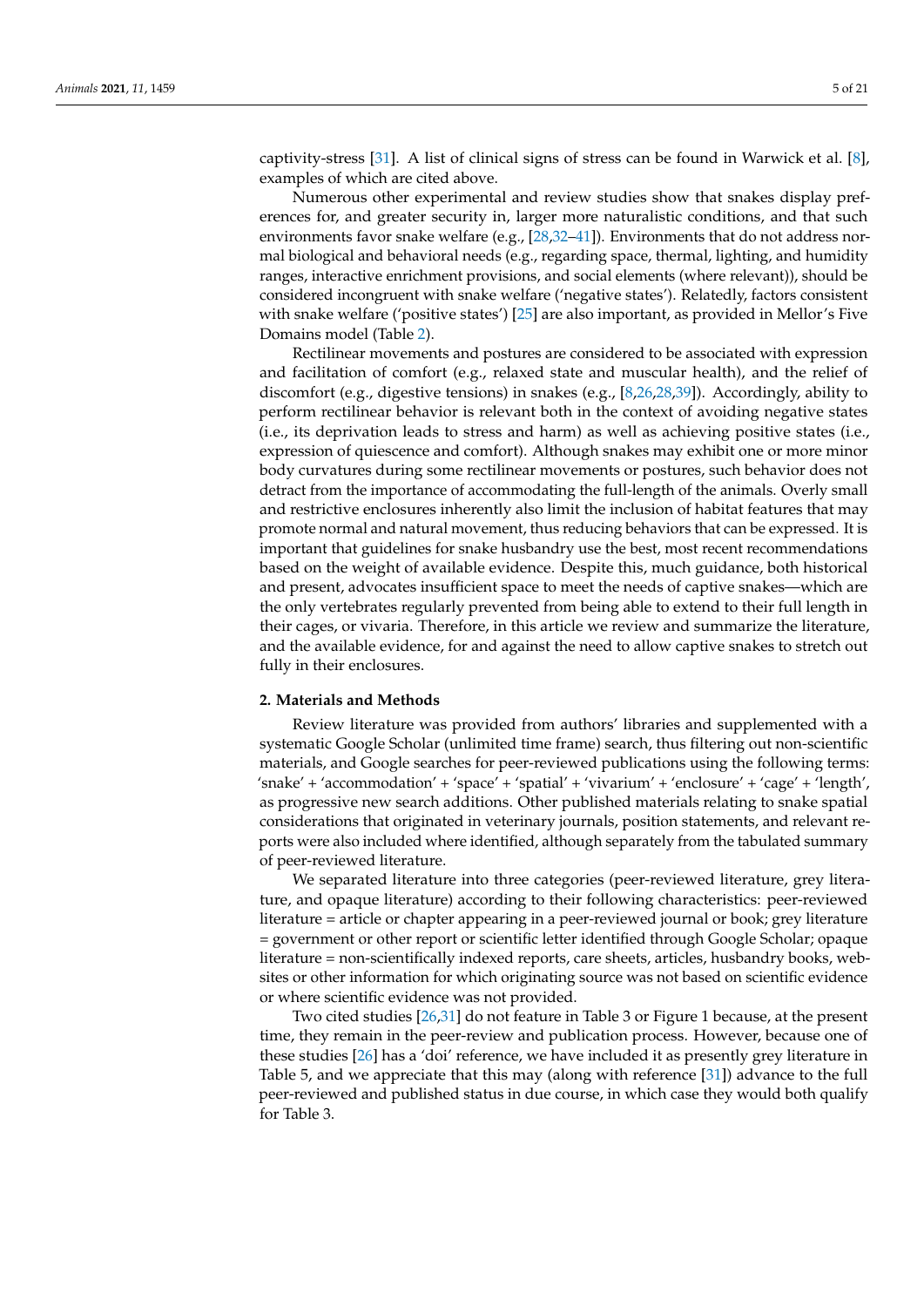captivity-stress [31]. A list of clinical signs of stress can be found in Warwick et al. [8], examples of which are cited above.

Numerous other experimental and review studies show that snakes display preferences for, and greater security in, larger more naturalistic conditions, and that such environments favor snake welfare (e.g., [28,32–41]). Environments that do not address normal biological and behavioral needs (e.g., regarding space, thermal, lighting, and humidity ranges, interactive enrichment provisions, and social elements (where relevant)), should be considered incongruent with snake welfare ('negative states'). Relatedly, factors consistent with snake welfare ('positive states') [25] are also important, as provided in Mellor's Five Domains model (Table 2).

Rectilinear movements and postures are considered to be associated with expression and facilitation of comfort (e.g., relaxed state and muscular health), and the relief of discomfort (e.g., digestive tensions) in snakes (e.g., [8,26,28,39]). Accordingly, ability to perform rectilinear behavior is relevant both in the context of avoiding negative states (i.e., its deprivation leads to stress and harm) as well as achieving positive states (i.e., expression of quiescence and comfort). Although snakes may exhibit one or more minor body curvatures during some rectilinear movements or postures, such behavior does not detract from the importance of accommodating the full-length of the animals. Overly small and restrictive enclosures inherently also limit the inclusion of habitat features that may promote normal and natural movement, thus reducing behaviors that can be expressed. It is important that guidelines for snake husbandry use the best, most recent recommendations based on the weight of available evidence. Despite this, much guidance, both historical and present, advocates insufficient space to meet the needs of captive snakes—which are the only vertebrates regularly prevented from being able to extend to their full length in their cages, or vivaria. Therefore, in this article we review and summarize the literature, and the available evidence, for and against the need to allow captive snakes to stretch out fully in their enclosures.

## 2. Materials and Methods

Review literature was provided from authors' libraries and supplemented with a systematic Google Scholar (unlimited time frame) search, thus filtering out non-scientific materials, and Google searches for peer-reviewed publications using the following terms: 'snake' + 'accommodation' + 'space' + 'spatial' + 'vivarium' + 'enclosure' + 'cage' + 'length', as progressive new search additions. Other published materials relating to snake spatial considerations that originated in veterinary journals, position statements, and relevant reports were also included where identified, although separately from the tabulated summary of peer-reviewed literature.

We separated literature into three categories (peer-reviewed literature, grey literature, and opaque literature) according to their following characteristics: peer-reviewed literature = article or chapter appearing in a peer-reviewed journal or book; grey literature = government or other report or scientific letter identified through Google Scholar; opaque literature = non-scientifically indexed reports, care sheets, articles, husbandry books, websites or other information for which originating source was not based on scientific evidence or where scientific evidence was not provided.

Two cited studies [26,31] do not feature in Table 3 or Figure 1 because, at the present time, they remain in the peer-review and publication process. However, because one of these studies [26] has a 'doi' reference, we have included it as presently grey literature in Table 5, and we appreciate that this may (along with reference [31]) advance to the full peer-reviewed and published status in due course, in which case they would both qualify for Table 3.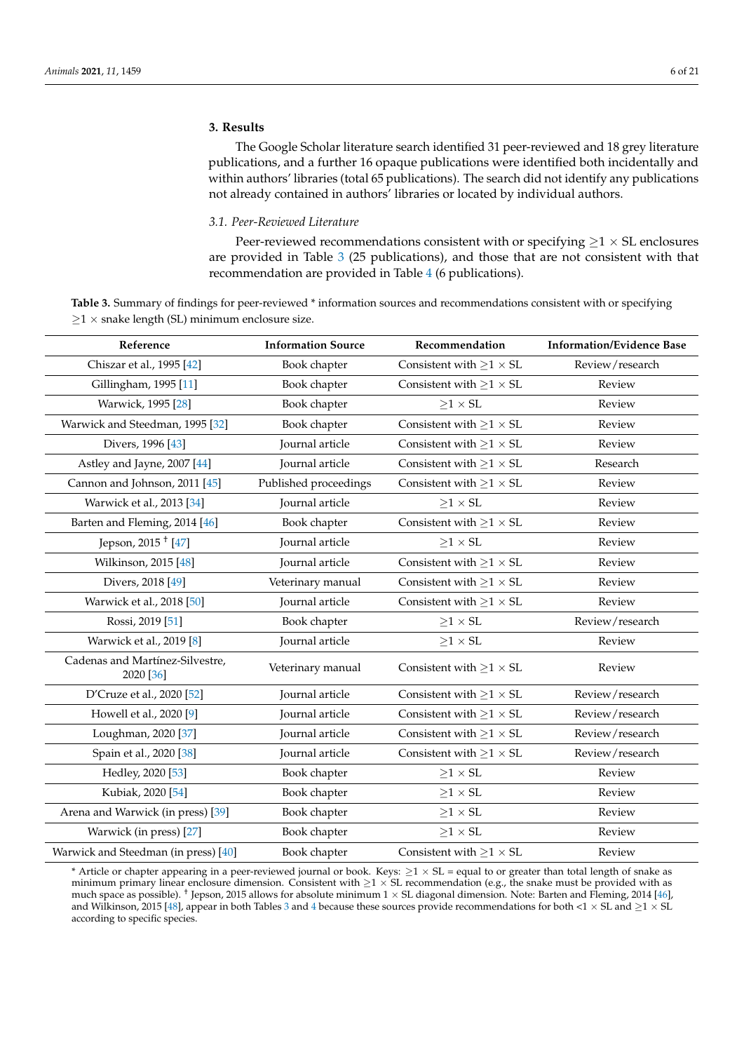## 3. Results

The Google Scholar literature search identified 31 peer-reviewed and 18 grey literature publications, and a further 16 opaque publications were identified both incidentally and within authors' libraries (total 65 publications). The search did not identify any publications not already contained in authors' libraries or located by individual authors.

### 3.1. Peer-Reviewed Literature

Peer-reviewed recommendations consistent with or specifying $\geq 1 \times$ SL enclosures are provided in Table 3 (25 publications), and those that are not consistent with that recommendation are provided in Table 4 (6 publications).

**Table 3.** Summary of findings for peer-reviewed * information sources and recommendations consistent with or specifying $\geq 1 \times$ snake length (SL) minimum enclosure size.

| Reference | Information Source | Recommendation | Information/Evidence Base |
|---|---|---|---|
| Chiszar et al., 1995 [42] | Book chapter | Consistent with $\geq 1 \times$ SL | Review/research |
| Gillingham, 1995 [11] | Book chapter | Consistent with $\geq 1 \times$ SL | Review |
| Warwick, 1995 [28] | Book chapter | $\geq 1 \times$ SL | Review |
| Warwick and Steedman, 1995 [32] | Book chapter | Consistent with $\geq 1 \times$ SL | Review |
| Divers, 1996 [43] | Journal article | Consistent with $\geq 1 \times$ SL | Review |
| Astley and Jayne, 2007 [44] | Journal article | Consistent with $\geq 1 \times$ SL | Research |
| Cannon and Johnson, 2011 [45] | Published proceedings | Consistent with $\geq 1 \times$ SL | Review |
| Warwick et al., 2013 [34] | Journal article | $\geq 1 \times$ SL | Review |
| Barten and Fleming, 2014 [46] | Book chapter | Consistent with $\geq 1 \times$ SL | Review |
| Jepson, 2015 † [47] | Journal article | $\geq 1 \times$ SL | Review |
| Wilkinson, 2015 [48] | Journal article | Consistent with $\geq 1 \times$ SL | Review |
| Divers, 2018 [49] | Veterinary manual | Consistent with $\geq 1 \times$ SL | Review |
| Warwick et al., 2018 [50] | Journal article | Consistent with $\geq 1 \times$ SL | Review |
| Rossi, 2019 [51] | Book chapter | $\geq 1 \times$ SL | Review/research |
| Warwick et al., 2019 [8] | Journal article | $\geq 1 \times$ SL | Review |
| Cadenas and Martínez-Silvestre, 2020 [36] | Veterinary manual | Consistent with $\geq 1 \times$ SL | Review |
| D'Cruze et al., 2020 [52] | Journal article | Consistent with $\geq 1 \times$ SL | Review/research |
| Howell et al., 2020 [9] | Journal article | Consistent with $\geq 1 \times$ SL | Review/research |
| Loughman, 2020 [37] | Journal article | Consistent with $\geq 1 \times$ SL | Review/research |
| Spain et al., 2020 [38] | Journal article | Consistent with $\geq 1 \times$ SL | Review/research |
| Hedley, 2020 [53] | Book chapter | $\geq 1 \times$ SL | Review |
| Kubiak, 2020 [54] | Book chapter | $\geq 1 \times$ SL | Review |
| Arena and Warwick (in press) [39] | Book chapter | $\geq 1 \times$ SL | Review |
| Warwick (in press) [27] | Book chapter | $\geq 1 \times$ SL | Review |
| Warwick and Steedman (in press) [40] | Book chapter | Consistent with $\geq 1 \times$ SL | Review |

* Article or chapter appearing in a peer-reviewed journal or book. Keys: $\geq 1 \times$ SL = equal to or greater than total length of snake as minimum primary linear enclosure dimension. Consistent with $\geq 1 \times$ SL recommendation (e.g., the snake must be provided with as much space as possible). † Jepson, 2015 allows for absolute minimum $1 \times$ SL diagonal dimension. Note: Barten and Fleming, 2014 [46], and Wilkinson, 2015 [48], appear in both Tables 3 and 4 because these sources provide recommendations for both $<1 \times$ SL and $\geq 1 \times$ SL according to specific species.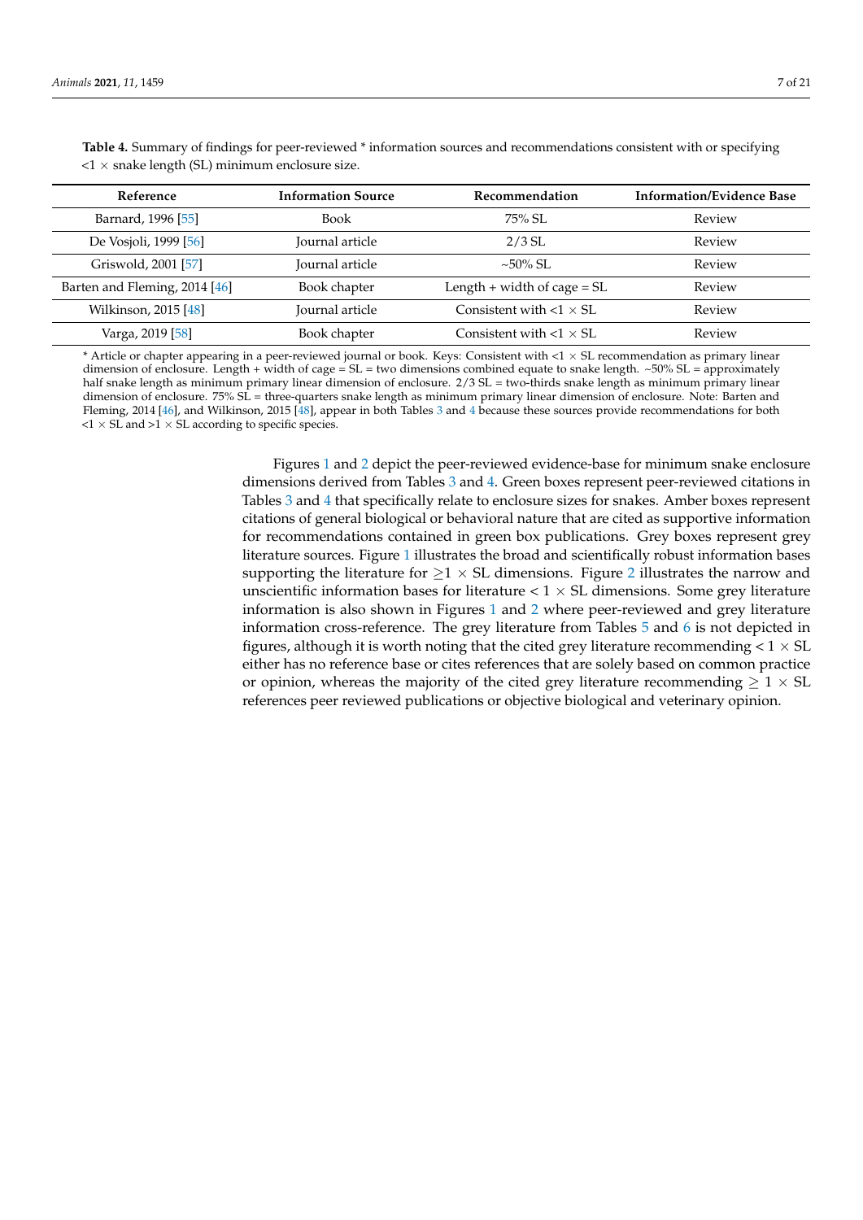**Table 4.** Summary of findings for peer-reviewed * information sources and recommendations consistent with or specifying <1 × snake length (SL) minimum enclosure size.

| Reference | Information Source | Recommendation | Information/Evidence Base |
|---|---|---|---|
| Barnard, 1996 [55] | Book | 75% SL | Review |
| De Vosjoli, 1999 [56] | Journal article | 2/3 SL | Review |
| Griswold, 2001 [57] | Journal article | ~50% SL | Review |
| Barten and Fleming, 2014 [46] | Book chapter | Length + width of cage = SL | Review |
| Wilkinson, 2015 [48] | Journal article | Consistent with <1 × SL | Review |
| Varga, 2019 [58] | Book chapter | Consistent with <1 × SL | Review |

* Article or chapter appearing in a peer-reviewed journal or book. Keys: Consistent with <1 × SL recommendation as primary linear dimension of enclosure. Length + width of cage = SL = two dimensions combined equate to snake length. ~50% SL = approximately half snake length as minimum primary linear dimension of enclosure. 2/3 SL = two-thirds snake length as minimum primary linear dimension of enclosure. 75% SL = three-quarters snake length as minimum primary linear dimension of enclosure. Note: Barten and Fleming, 2014 [46], and Wilkinson, 2015 [48], appear in both Tables 3 and 4 because these sources provide recommendations for both <1 × SL and >1 × SL according to specific species.

Figures 1 and 2 depict the peer-reviewed evidence-base for minimum snake enclosure dimensions derived from Tables 3 and 4. Green boxes represent peer-reviewed citations in Tables 3 and 4 that specifically relate to enclosure sizes for snakes. Amber boxes represent citations of general biological or behavioral nature that are cited as supportive information for recommendations contained in green box publications. Grey boxes represent grey literature sources. Figure 1 illustrates the broad and scientifically robust information bases supporting the literature for $\geq 1 \times$ SL dimensions. Figure 2 illustrates the narrow and unscientific information bases for literature $< 1 \times$ SL dimensions. Some grey literature information is also shown in Figures 1 and 2 where peer-reviewed and grey literature information cross-reference. The grey literature from Tables 5 and 6 is not depicted in figures, although it is worth noting that the cited grey literature recommending $< 1 \times$ SL either has no reference base or cites references that are solely based on common practice or opinion, whereas the majority of the cited grey literature recommending $\geq 1 \times$ SL references peer reviewed publications or objective biological and veterinary opinion.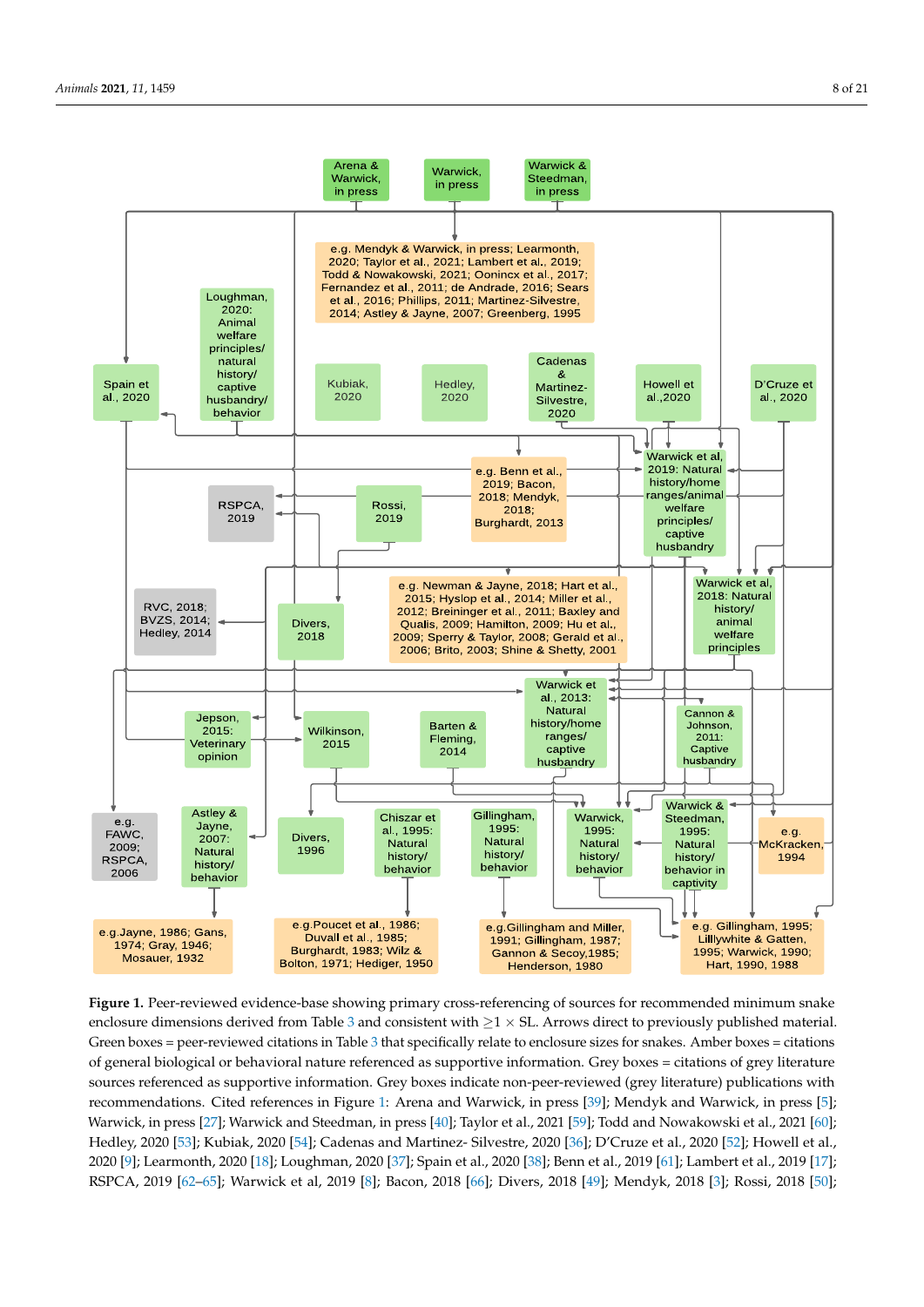**Figure 1.** Peer-reviewed evidence-base showing primary cross-referencing of sources for recommended minimum snake enclosure dimensions derived from Table 3 and consistent with ≥1 × SL. Arrows direct to previously published material. Green boxes = peer-reviewed citations in Table 3 that specifically relate to enclosure sizes for snakes. Amber boxes = citations of general biological or behavioral nature referenced as supportive information. Grey boxes = citations of grey literature sources referenced as supportive information. Grey boxes indicate non-peer-reviewed (grey literature) publications with recommendations. Cited references in Figure 1: Arena and Warwick, in press [39]; Mendyk and Warwick, in press [5]; Warwick, in press [27]; Warwick and Steedman, in press [40]; Taylor et al., 2021 [59]; Todd and Nowakowski et al., 2021 [60]; Hedley, 2020 [53]; Kubiak, 2020 [54]; Cadenas and Martinez- Silvestre, 2020 [36]; D'Cruze et al., 2020 [52]; Howell et al., 2020 [9]; Learmonth, 2020 [18]; Loughman, 2020 [37]; Spain et al., 2020 [38]; Benn et al., 2019 [61]; Lambert et al., 2019 [17]; RSPCA, 2019 [62–65]; Warwick et al, 2019 [8]; Bacon, 2018 [66]; Divers, 2018 [49]; Mendyk, 2018 [3]; Rossi, 2018 [50];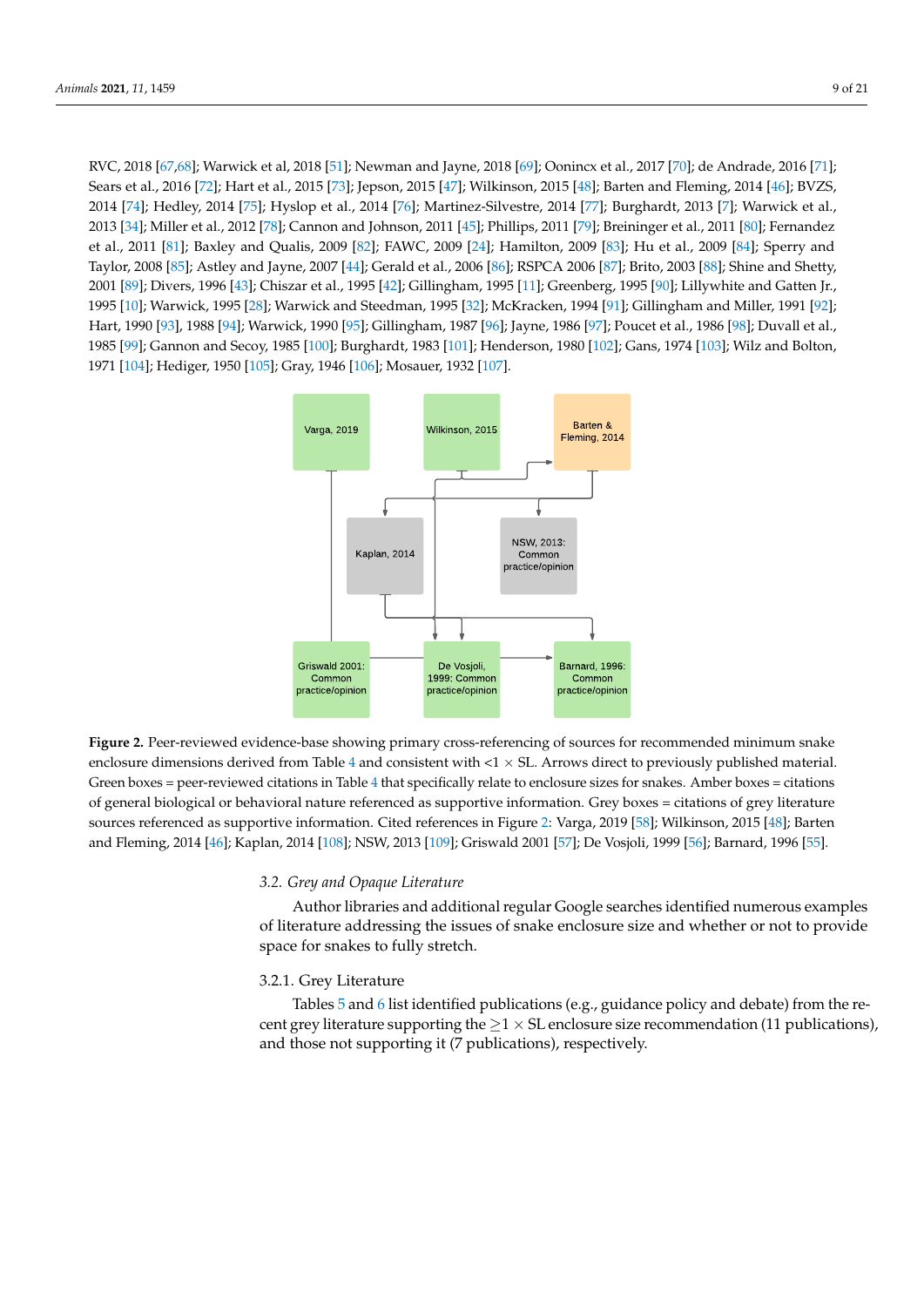RVC, 2018 [67,68]; Warwick et al, 2018 [51]; Newman and Jayne, 2018 [69]; Oonincx et al., 2017 [70]; de Andrade, 2016 [71]; Sears et al., 2016 [72]; Hart et al., 2015 [73]; Jepson, 2015 [47]; Wilkinson, 2015 [48]; Barten and Fleming, 2014 [46]; BVZS, 2014 [74]; Hedley, 2014 [75]; Hyslop et al., 2014 [76]; Martinez-Silvestre, 2014 [77]; Burghardt, 2013 [7]; Warwick et al., 2013 [34]; Miller et al., 2012 [78]; Cannon and Johnson, 2011 [45]; Phillips, 2011 [79]; Breininger et al., 2011 [80]; Fernandez et al., 2011 [81]; Baxley and Qualis, 2009 [82]; FAWC, 2009 [24]; Hamilton, 2009 [83]; Hu et al., 2009 [84]; Sperry and Taylor, 2008 [85]; Astley and Jayne, 2007 [44]; Gerald et al., 2006 [86]; RSPCA 2006 [87]; Brito, 2003 [88]; Shine and Shetty, 2001 [89]; Divers, 1996 [43]; Chiszar et al., 1995 [42]; Gillingham, 1995 [11]; Greenberg, 1995 [90]; Lillywhite and Gatten Jr., 1995 [10]; Warwick, 1995 [28]; Warwick and Steedman, 1995 [32]; McKracken, 1994 [91]; Gillingham and Miller, 1991 [92]; Hart, 1990 [93], 1988 [94]; Warwick, 1990 [95]; Gillingham, 1987 [96]; Jayne, 1986 [97]; Poucet et al., 1986 [98]; Duvall et al., 1985 [99]; Gannon and Secoy, 1985 [100]; Burghardt, 1983 [101]; Henderson, 1980 [102]; Gans, 1974 [103]; Wilz and Bolton, 1971 [104]; Hediger, 1950 [105]; Gray, 1946 [106]; Mosauer, 1932 [107].

**Figure 2.** Peer-reviewed evidence-base showing primary cross-referencing of sources for recommended minimum snake enclosure dimensions derived from Table 4 and consistent with <1 × SL. Arrows direct to previously published material. Green boxes = peer-reviewed citations in Table 4 that specifically relate to enclosure sizes for snakes. Amber boxes = citations of general biological or behavioral nature referenced as supportive information. Grey boxes = citations of grey literature sources referenced as supportive information. Cited references in Figure 2: Varga, 2019 [58]; Wilkinson, 2015 [48]; Barten and Fleming, 2014 [46]; Kaplan, 2014 [108]; NSW, 2013 [109]; Griswald 2001 [57]; De Vosjoli, 1999 [56]; Barnard, 1996 [55].

### 3.2. Grey and Opaque Literature

Author libraries and additional regular Google searches identified numerous examples of literature addressing the issues of snake enclosure size and whether or not to provide space for snakes to fully stretch.

#### 3.2.1. Grey Literature

Tables 5 and 6 list identified publications (e.g., guidance policy and debate) from the recent grey literature supporting the $\geq$1 × SL enclosure size recommendation (11 publications), and those not supporting it (7 publications), respectively.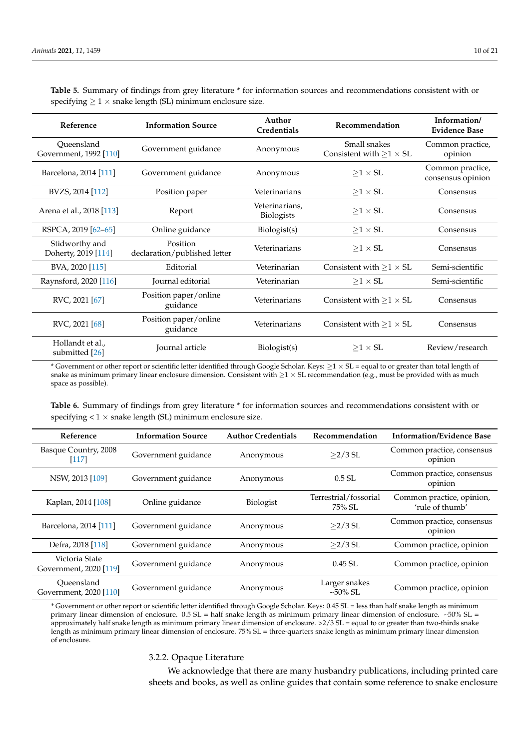**Table 5.** Summary of findings from grey literature * for information sources and recommendations consistent with or specifying $\geq 1 \times$ snake length (SL) minimum enclosure size.

| Reference | Information Source | Author Credentials | Recommendation | Information/ Evidence Base |
|---|---|---|---|---|
| Queensland Government, 1992 [110] | Government guidance | Anonymous | Small snakes Consistent with $\geq 1 \times$ SL | Common practice, opinion |
| Barcelona, 2014 [111] | Government guidance | Anonymous | $\geq 1 \times$ SL | Common practice, consensus opinion |
| BVZS, 2014 [112] | Position paper | Veterinarians | $\geq 1 \times$ SL | Consensus |
| Arena et al., 2018 [113] | Report | Veterinarians, Biologists | $\geq 1 \times$ SL | Consensus |
| RSPCA, 2019 [62–65] | Online guidance | Biologist(s) | $\geq 1 \times$ SL | Consensus |
| Stidworthy and Doherty, 2019 [114] | Position declaration/published letter | Veterinarians | $\geq 1 \times$ SL | Consensus |
| BVA, 2020 [115] | Editorial | Veterinarian | Consistent with $\geq 1 \times$ SL | Semi-scientific |
| Raynsford, 2020 [116] | Journal editorial | Veterinarian | $\geq 1 \times$ SL | Semi-scientific |
| RVC, 2021 [67] | Position paper/online guidance | Veterinarians | Consistent with $\geq 1 \times$ SL | Consensus |
| RVC, 2021 [68] | Position paper/online guidance | Veterinarians | Consistent with $\geq 1 \times$ SL | Consensus |
| Hollandt et al., submitted [26] | Journal article | Biologist(s) | $\geq 1 \times$ SL | Review/research |

* Government or other report or scientific letter identified through Google Scholar. Keys: $\geq 1 \times$ SL = equal to or greater than total length of snake as minimum primary linear enclosure dimension. Consistent with $\geq 1 \times$ SL recommendation (e.g., must be provided with as much space as possible).

**Table 6.** Summary of findings from grey literature * for information sources and recommendations consistent with or specifying $< 1 \times$ snake length (SL) minimum enclosure size.

| Reference | Information Source | Author Credentials | Recommendation | Information/Evidence Base |
|---|---|---|---|---|
| Basque Country, 2008 [117] | Government guidance | Anonymous | $\geq$2/3 SL | Common practice, consensus opinion |
| NSW, 2013 [109] | Government guidance | Anonymous | 0.5 SL | Common practice, consensus opinion |
| Kaplan, 2014 [108] | Online guidance | Biologist | Terrestrial/fossorial 75% SL | Common practice, opinion, 'rule of thumb' |
| Barcelona, 2014 [111] | Government guidance | Anonymous | $\geq$2/3 SL | Common practice, consensus opinion |
| Defra, 2018 [118] | Government guidance | Anonymous | $\geq$2/3 SL | Common practice, opinion |
| Victoria State Government, 2020 [119] | Government guidance | Anonymous | 0.45 SL | Common practice, opinion |
| Queensland Government, 2020 [110] | Government guidance | Anonymous | Larger snakes ~50% SL | Common practice, opinion |

* Government or other report or scientific letter identified through Google Scholar. Keys: 0.45 SL = less than half snake length as minimum primary linear dimension of enclosure. 0.5 SL = half snake length as minimum primary linear dimension of enclosure. ~50% SL = approximately half snake length as minimum primary linear dimension of enclosure. >2/3 SL = equal to or greater than two-thirds snake length as minimum primary linear dimension of enclosure. 75% SL = three-quarters snake length as minimum primary linear dimension of enclosure.

### 3.2.2. Opaque Literature

We acknowledge that there are many husbandry publications, including printed care sheets and books, as well as online guides that contain some reference to snake enclosure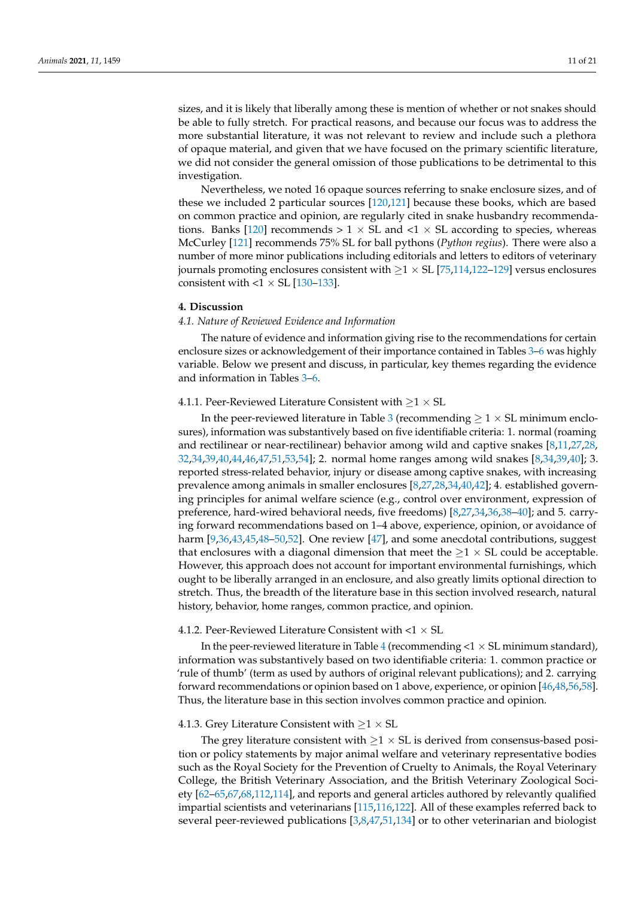sizes, and it is likely that liberally among these is mention of whether or not snakes should be able to fully stretch. For practical reasons, and because our focus was to address the more substantial literature, it was not relevant to review and include such a plethora of opaque material, and given that we have focused on the primary scientific literature, we did not consider the general omission of those publications to be detrimental to this investigation.

Nevertheless, we noted 16 opaque sources referring to snake enclosure sizes, and of these we included 2 particular sources [120,121] because these books, which are based on common practice and opinion, are regularly cited in snake husbandry recommendations. Banks [120] recommends > 1 × SL and <1 × SL according to species, whereas McCurley [121] recommends 75% SL for ball pythons (*Python regius*). There were also a number of more minor publications including editorials and letters to editors of veterinary journals promoting enclosures consistent with ≥1 × SL [75,114,122–129] versus enclosures consistent with <1 × SL [130–133].

## 4. Discussion

### 4.1. Nature of Reviewed Evidence and Information

The nature of evidence and information giving rise to the recommendations for certain enclosure sizes or acknowledgement of their importance contained in Tables 3–6 was highly variable. Below we present and discuss, in particular, key themes regarding the evidence and information in Tables 3–6.

#### 4.1.1. Peer-Reviewed Literature Consistent with ≥1 × SL

In the peer-reviewed literature in Table 3 (recommending ≥ 1 × SL minimum enclosures), information was substantively based on five identifiable criteria: 1. normal (roaming and rectilinear or near-rectilinear) behavior among wild and captive snakes [8,11,27,28,32,34,39,40,44,46,47,51,53,54]; 2. normal home ranges among wild snakes [8,34,39,40]; 3. reported stress-related behavior, injury or disease among captive snakes, with increasing prevalence among animals in smaller enclosures [8,27,28,34,40,42]; 4. established governing principles for animal welfare science (e.g., control over environment, expression of preference, hard-wired behavioral needs, five freedoms) [8,27,34,36,38–40]; and 5. carrying forward recommendations based on 1–4 above, experience, opinion, or avoidance of harm [9,36,43,45,48–50,52]. One review [47], and some anecdotal contributions, suggest that enclosures with a diagonal dimension that meet the ≥1 × SL could be acceptable. However, this approach does not account for important environmental furnishings, which ought to be liberally arranged in an enclosure, and also greatly limits optional direction to stretch. Thus, the breadth of the literature base in this section involved research, natural history, behavior, home ranges, common practice, and opinion.

#### 4.1.2. Peer-Reviewed Literature Consistent with <1 × SL

In the peer-reviewed literature in Table 4 (recommending <1 × SL minimum standard), information was substantively based on two identifiable criteria: 1. common practice or 'rule of thumb' (term as used by authors of original relevant publications); and 2. carrying forward recommendations or opinion based on 1 above, experience, or opinion [46,48,56,58]. Thus, the literature base in this section involves common practice and opinion.

#### 4.1.3. Grey Literature Consistent with ≥1 × SL

The grey literature consistent with ≥1 × SL is derived from consensus-based position or policy statements by major animal welfare and veterinary representative bodies such as the Royal Society for the Prevention of Cruelty to Animals, the Royal Veterinary College, the British Veterinary Association, and the British Veterinary Zoological Society [62–65,67,68,112,114], and reports and general articles authored by relevantly qualified impartial scientists and veterinarians [115,116,122]. All of these examples referred back to several peer-reviewed publications [3,8,47,51,134] or to other veterinarian and biologist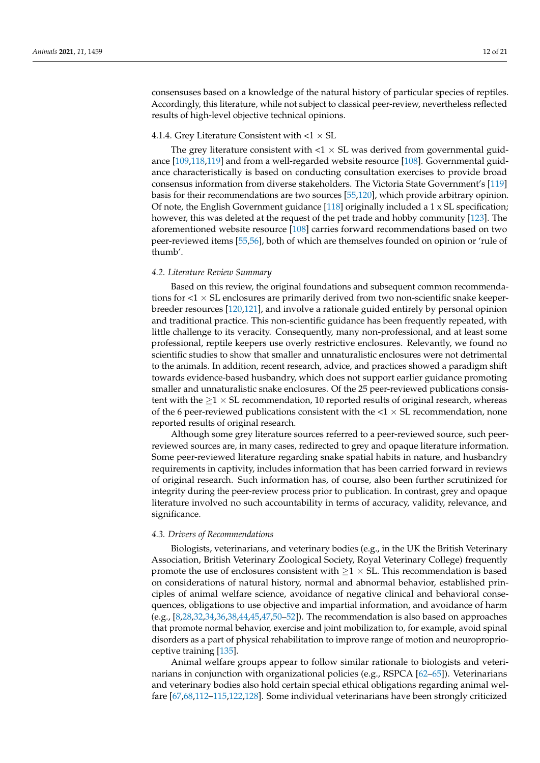consensuses based on a knowledge of the natural history of particular species of reptiles. Accordingly, this literature, while not subject to classical peer-review, nevertheless reflected results of high-level objective technical opinions.

#### 4.1.4. Grey Literature Consistent with <1 × SL

The grey literature consistent with <1 × SL was derived from governmental guidance [109,118,119] and from a well-regarded website resource [108]. Governmental guidance characteristically is based on conducting consultation exercises to provide broad consensus information from diverse stakeholders. The Victoria State Government's [119] basis for their recommendations are two sources [55,120], which provide arbitrary opinion. Of note, the English Government guidance [118] originally included a 1 x SL specification; however, this was deleted at the request of the pet trade and hobby community [123]. The aforementioned website resource [108] carries forward recommendations based on two peer-reviewed items [55,56], both of which are themselves founded on opinion or 'rule of thumb'.

### *4.2. Literature Review Summary*

Based on this review, the original foundations and subsequent common recommendations for <1 × SL enclosures are primarily derived from two non-scientific snake keeper-breeder resources [120,121], and involve a rationale guided entirely by personal opinion and traditional practice. This non-scientific guidance has been frequently repeated, with little challenge to its veracity. Consequently, many non-professional, and at least some professional, reptile keepers use overly restrictive enclosures. Relevantly, we found no scientific studies to show that smaller and unnaturalistic enclosures were not detrimental to the animals. In addition, recent research, advice, and practices showed a paradigm shift towards evidence-based husbandry, which does not support earlier guidance promoting smaller and unnaturalistic snake enclosures. Of the 25 peer-reviewed publications consistent with the ≥1 × SL recommendation, 10 reported results of original research, whereas of the 6 peer-reviewed publications consistent with the <1 × SL recommendation, none reported results of original research.

Although some grey literature sources referred to a peer-reviewed source, such peer-reviewed sources are, in many cases, redirected to grey and opaque literature information. Some peer-reviewed literature regarding snake spatial habits in nature, and husbandry requirements in captivity, includes information that has been carried forward in reviews of original research. Such information has, of course, also been further scrutinized for integrity during the peer-review process prior to publication. In contrast, grey and opaque literature involved no such accountability in terms of accuracy, validity, relevance, and significance.

### *4.3. Drivers of Recommendations*

Biologists, veterinarians, and veterinary bodies (e.g., in the UK the British Veterinary Association, British Veterinary Zoological Society, Royal Veterinary College) frequently promote the use of enclosures consistent with ≥1 × SL. This recommendation is based on considerations of natural history, normal and abnormal behavior, established principles of animal welfare science, avoidance of negative clinical and behavioral consequences, obligations to use objective and impartial information, and avoidance of harm (e.g., [8,28,32,34,36,38,44,45,47,50–52]). The recommendation is also based on approaches that promote normal behavior, exercise and joint mobilization to, for example, avoid spinal disorders as a part of physical rehabilitation to improve range of motion and neuroproprioceptive training [135].

Animal welfare groups appear to follow similar rationale to biologists and veterinarians in conjunction with organizational policies (e.g., RSPCA [62–65]). Veterinarians and veterinary bodies also hold certain special ethical obligations regarding animal welfare [67,68,112–115,122,128]. Some individual veterinarians have been strongly criticized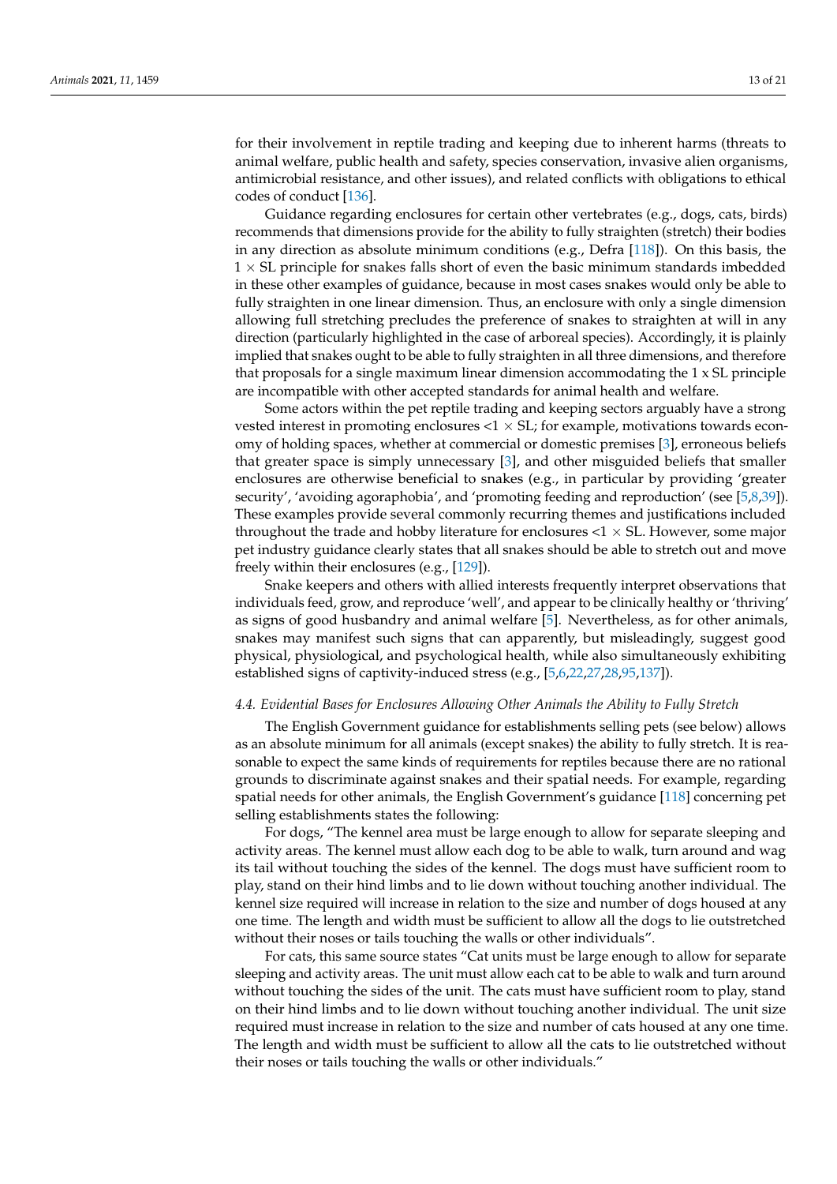for their involvement in reptile trading and keeping due to inherent harms (threats to animal welfare, public health and safety, species conservation, invasive alien organisms, antimicrobial resistance, and other issues), and related conflicts with obligations to ethical codes of conduct [136].

Guidance regarding enclosures for certain other vertebrates (e.g., dogs, cats, birds) recommends that dimensions provide for the ability to fully straighten (stretch) their bodies in any direction as absolute minimum conditions (e.g., Defra [118]). On this basis, the $1 \times$ SL principle for snakes falls short of even the basic minimum standards imbedded in these other examples of guidance, because in most cases snakes would only be able to fully straighten in one linear dimension. Thus, an enclosure with only a single dimension allowing full stretching precludes the preference of snakes to straighten at will in any direction (particularly highlighted in the case of arboreal species). Accordingly, it is plainly implied that snakes ought to be able to fully straighten in all three dimensions, and therefore that proposals for a single maximum linear dimension accommodating the 1 x SL principle are incompatible with other accepted standards for animal health and welfare.

Some actors within the pet reptile trading and keeping sectors arguably have a strong vested interest in promoting enclosures $<1 \times$ SL; for example, motivations towards economy of holding spaces, whether at commercial or domestic premises [3], erroneous beliefs that greater space is simply unnecessary [3], and other misguided beliefs that smaller enclosures are otherwise beneficial to snakes (e.g., in particular by providing 'greater security', 'avoiding agoraphobia', and 'promoting feeding and reproduction' (see [5,8,39]). These examples provide several commonly recurring themes and justifications included throughout the trade and hobby literature for enclosures $<1 \times$ SL. However, some major pet industry guidance clearly states that all snakes should be able to stretch out and move freely within their enclosures (e.g., [129]).

Snake keepers and others with allied interests frequently interpret observations that individuals feed, grow, and reproduce 'well', and appear to be clinically healthy or 'thriving' as signs of good husbandry and animal welfare [5]. Nevertheless, as for other animals, snakes may manifest such signs that can apparently, but misleadingly, suggest good physical, physiological, and psychological health, while also simultaneously exhibiting established signs of captivity-induced stress (e.g., [5,6,22,27,28,95,137]).

### 4.4. Evidential Bases for Enclosures Allowing Other Animals the Ability to Fully Stretch

The English Government guidance for establishments selling pets (see below) allows as an absolute minimum for all animals (except snakes) the ability to fully stretch. It is reasonable to expect the same kinds of requirements for reptiles because there are no rational grounds to discriminate against snakes and their spatial needs. For example, regarding spatial needs for other animals, the English Government's guidance [118] concerning pet selling establishments states the following:

For dogs, "The kennel area must be large enough to allow for separate sleeping and activity areas. The kennel must allow each dog to be able to walk, turn around and wag its tail without touching the sides of the kennel. The dogs must have sufficient room to play, stand on their hind limbs and to lie down without touching another individual. The kennel size required will increase in relation to the size and number of dogs housed at any one time. The length and width must be sufficient to allow all the dogs to lie outstretched without their noses or tails touching the walls or other individuals".

For cats, this same source states "Cat units must be large enough to allow for separate sleeping and activity areas. The unit must allow each cat to be able to walk and turn around without touching the sides of the unit. The cats must have sufficient room to play, stand on their hind limbs and to lie down without touching another individual. The unit size required must increase in relation to the size and number of cats housed at any one time. The length and width must be sufficient to allow all the cats to lie outstretched without their noses or tails touching the walls or other individuals."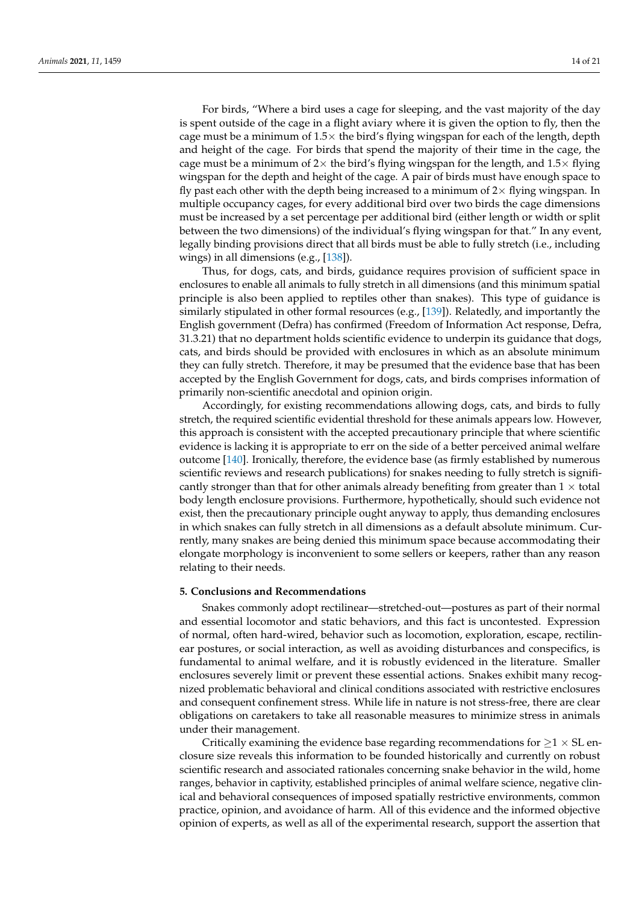For birds, "Where a bird uses a cage for sleeping, and the vast majority of the day is spent outside of the cage in a flight aviary where it is given the option to fly, then the cage must be a minimum of 1.5× the bird's flying wingspan for each of the length, depth and height of the cage. For birds that spend the majority of their time in the cage, the cage must be a minimum of 2× the bird's flying wingspan for the length, and 1.5× flying wingspan for the depth and height of the cage. A pair of birds must have enough space to fly past each other with the depth being increased to a minimum of 2× flying wingspan. In multiple occupancy cages, for every additional bird over two birds the cage dimensions must be increased by a set percentage per additional bird (either length or width or split between the two dimensions) of the individual's flying wingspan for that." In any event, legally binding provisions direct that all birds must be able to fully stretch (i.e., including wings) in all dimensions (e.g., [138]).

Thus, for dogs, cats, and birds, guidance requires provision of sufficient space in enclosures to enable all animals to fully stretch in all dimensions (and this minimum spatial principle is also been applied to reptiles other than snakes). This type of guidance is similarly stipulated in other formal resources (e.g., [139]). Relatedly, and importantly the English government (Defra) has confirmed (Freedom of Information Act response, Defra, 31.3.21) that no department holds scientific evidence to underpin its guidance that dogs, cats, and birds should be provided with enclosures in which as an absolute minimum they can fully stretch. Therefore, it may be presumed that the evidence base that has been accepted by the English Government for dogs, cats, and birds comprises information of primarily non-scientific anecdotal and opinion origin.

Accordingly, for existing recommendations allowing dogs, cats, and birds to fully stretch, the required scientific evidential threshold for these animals appears low. However, this approach is consistent with the accepted precautionary principle that where scientific evidence is lacking it is appropriate to err on the side of a better perceived animal welfare outcome [140]. Ironically, therefore, the evidence base (as firmly established by numerous scientific reviews and research publications) for snakes needing to fully stretch is significantly stronger than that for other animals already benefiting from greater than 1 × total body length enclosure provisions. Furthermore, hypothetically, should such evidence not exist, then the precautionary principle ought anyway to apply, thus demanding enclosures in which snakes can fully stretch in all dimensions as a default absolute minimum. Currently, many snakes are being denied this minimum space because accommodating their elongate morphology is inconvenient to some sellers or keepers, rather than any reason relating to their needs.

## 5. Conclusions and Recommendations

Snakes commonly adopt rectilinear—stretched-out—postures as part of their normal and essential locomotor and static behaviors, and this fact is uncontested. Expression of normal, often hard-wired, behavior such as locomotion, exploration, escape, rectilinear postures, or social interaction, as well as avoiding disturbances and conspecifics, is fundamental to animal welfare, and it is robustly evidenced in the literature. Smaller enclosures severely limit or prevent these essential actions. Snakes exhibit many recognized problematic behavioral and clinical conditions associated with restrictive enclosures and consequent confinement stress. While life in nature is not stress-free, there are clear obligations on caretakers to take all reasonable measures to minimize stress in animals under their management.

Critically examining the evidence base regarding recommendations for $\geq 1 \times$ SL enclosure size reveals this information to be founded historically and currently on robust scientific research and associated rationales concerning snake behavior in the wild, home ranges, behavior in captivity, established principles of animal welfare science, negative clinical and behavioral consequences of imposed spatially restrictive environments, common practice, opinion, and avoidance of harm. All of this evidence and the informed objective opinion of experts, as well as all of the experimental research, support the assertion that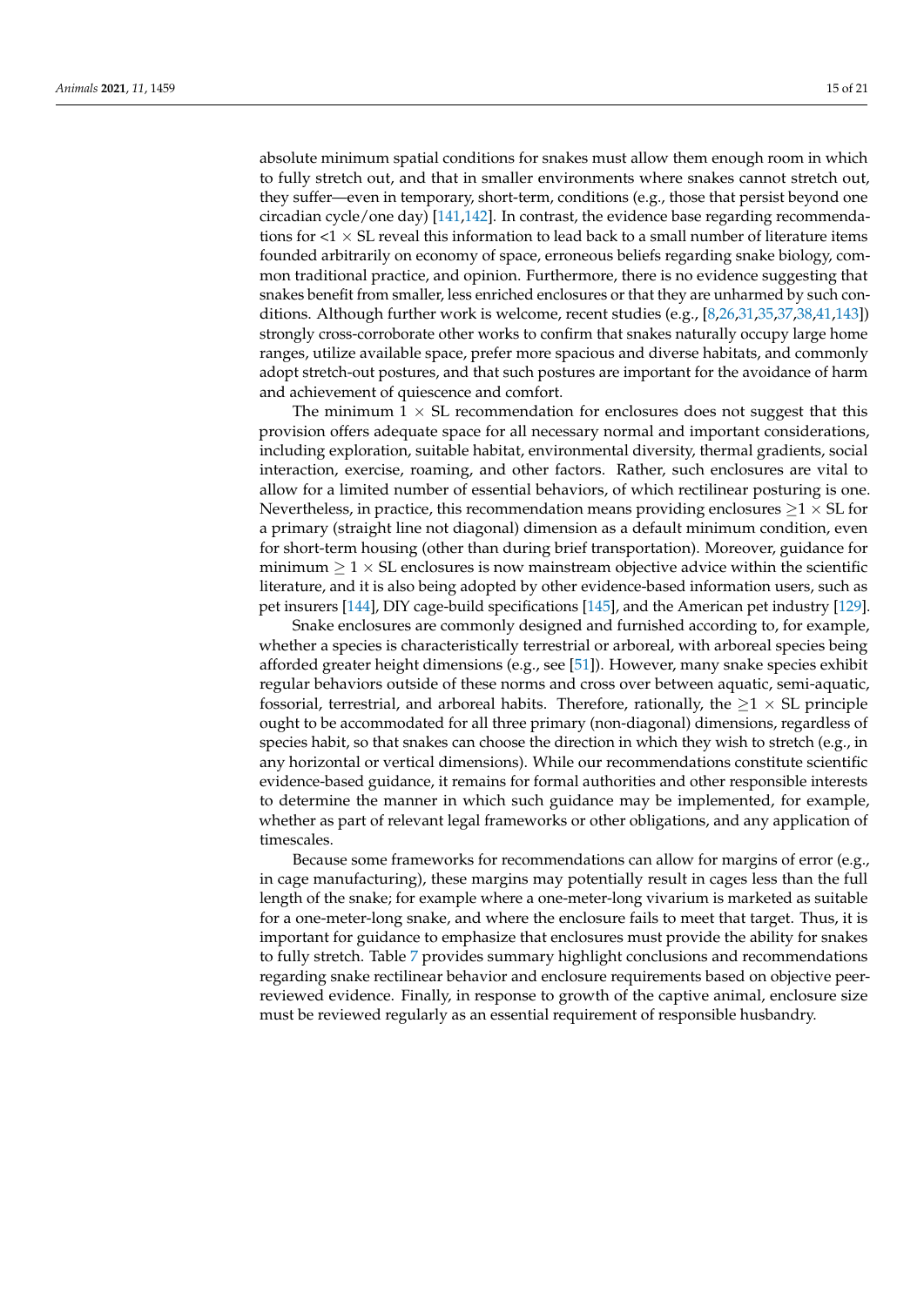absolute minimum spatial conditions for snakes must allow them enough room in which to fully stretch out, and that in smaller environments where snakes cannot stretch out, they suffer—even in temporary, short-term, conditions (e.g., those that persist beyond one circadian cycle/one day) [141,142]. In contrast, the evidence base regarding recommendations for $<1 \times$ SL reveal this information to lead back to a small number of literature items founded arbitrarily on economy of space, erroneous beliefs regarding snake biology, common traditional practice, and opinion. Furthermore, there is no evidence suggesting that snakes benefit from smaller, less enriched enclosures or that they are unharmed by such conditions. Although further work is welcome, recent studies (e.g., [8,26,31,35,37,38,41,143]) strongly cross-corroborate other works to confirm that snakes naturally occupy large home ranges, utilize available space, prefer more spacious and diverse habitats, and commonly adopt stretch-out postures, and that such postures are important for the avoidance of harm and achievement of quiescence and comfort.

The minimum $1 \times$ SL recommendation for enclosures does not suggest that this provision offers adequate space for all necessary normal and important considerations, including exploration, suitable habitat, environmental diversity, thermal gradients, social interaction, exercise, roaming, and other factors. Rather, such enclosures are vital to allow for a limited number of essential behaviors, of which rectilinear posturing is one. Nevertheless, in practice, this recommendation means providing enclosures $\geq 1 \times$ SL for a primary (straight line not diagonal) dimension as a default minimum condition, even for short-term housing (other than during brief transportation). Moreover, guidance for minimum $\geq 1 \times$ SL enclosures is now mainstream objective advice within the scientific literature, and it is also being adopted by other evidence-based information users, such as pet insurers [144], DIY cage-build specifications [145], and the American pet industry [129].

Snake enclosures are commonly designed and furnished according to, for example, whether a species is characteristically terrestrial or arboreal, with arboreal species being afforded greater height dimensions (e.g., see [51]). However, many snake species exhibit regular behaviors outside of these norms and cross over between aquatic, semi-aquatic, fossorial, terrestrial, and arboreal habits. Therefore, rationally, the $\geq 1 \times$ SL principle ought to be accommodated for all three primary (non-diagonal) dimensions, regardless of species habit, so that snakes can choose the direction in which they wish to stretch (e.g., in any horizontal or vertical dimensions). While our recommendations constitute scientific evidence-based guidance, it remains for formal authorities and other responsible interests to determine the manner in which such guidance may be implemented, for example, whether as part of relevant legal frameworks or other obligations, and any application of timescales.

Because some frameworks for recommendations can allow for margins of error (e.g., in cage manufacturing), these margins may potentially result in cages less than the full length of the snake; for example where a one-meter-long vivarium is marketed as suitable for a one-meter-long snake, and where the enclosure fails to meet that target. Thus, it is important for guidance to emphasize that enclosures must provide the ability for snakes to fully stretch. Table 7 provides summary highlight conclusions and recommendations regarding snake rectilinear behavior and enclosure requirements based on objective peer-reviewed evidence. Finally, in response to growth of the captive animal, enclosure size must be reviewed regularly as an essential requirement of responsible husbandry.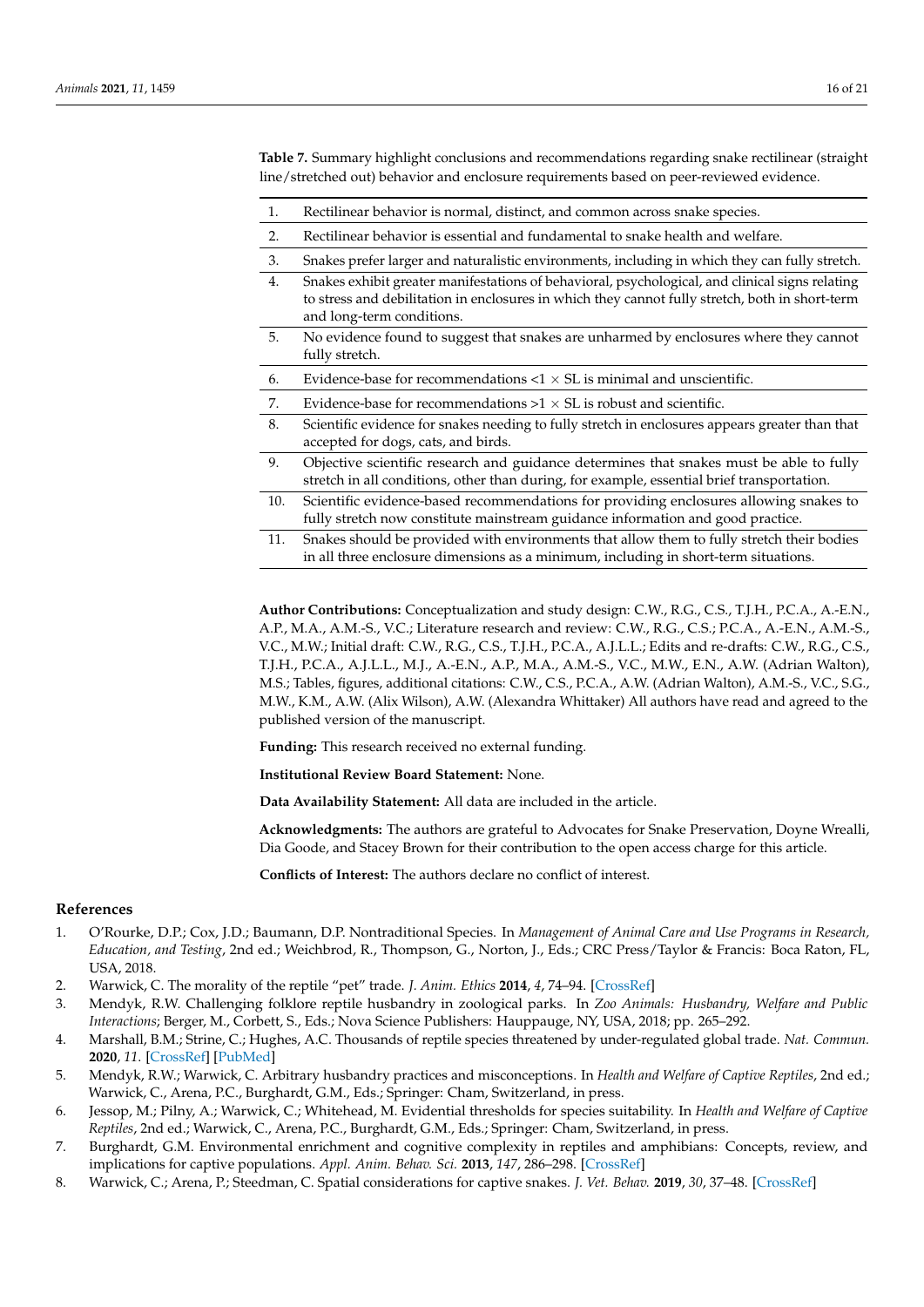**Table 7.** Summary highlight conclusions and recommendations regarding snake rectilinear (straight line/stretched out) behavior and enclosure requirements based on peer-reviewed evidence.

| | |
|---|---|
| 1. | Rectilinear behavior is normal, distinct, and common across snake species. |
| 2. | Rectilinear behavior is essential and fundamental to snake health and welfare. |
| 3. | Snakes prefer larger and naturalistic environments, including in which they can fully stretch. |
| 4. | Snakes exhibit greater manifestations of behavioral, psychological, and clinical signs relating to stress and debilitation in enclosures in which they cannot fully stretch, both in short-term and long-term conditions. |
| 5. | No evidence found to suggest that snakes are unharmed by enclosures where they cannot fully stretch. |
| 6. | Evidence-base for recommendations $<1 \times$ SL is minimal and unscientific. |
| 7. | Evidence-base for recommendations $>1 \times$ SL is robust and scientific. |
| 8. | Scientific evidence for snakes needing to fully stretch in enclosures appears greater than that accepted for dogs, cats, and birds. |
| 9. | Objective scientific research and guidance determines that snakes must be able to fully stretch in all conditions, other than during, for example, essential brief transportation. |
| 10. | Scientific evidence-based recommendations for providing enclosures allowing snakes to fully stretch now constitute mainstream guidance information and good practice. |
| 11. | Snakes should be provided with environments that allow them to fully stretch their bodies in all three enclosure dimensions as a minimum, including in short-term situations. |

**Author Contributions:** Conceptualization and study design: C.W., R.G., C.S., T.J.H., P.C.A., A.-E.N., A.P., M.A., A.M.-S., V.C.; Literature research and review: C.W., R.G., C.S.; P.C.A., A.-E.N., A.M.-S., V.C., M.W.; Initial draft: C.W., R.G., C.S., T.J.H., P.C.A., A.J.L.L.; Edits and re-drafts: C.W., R.G., C.S., T.J.H., P.C.A., A.J.L.L., M.J., A.-E.N., A.P., M.A., A.M.-S., V.C., M.W., E.N., A.W. (Adrian Walton), M.S.; Tables, figures, additional citations: C.W., C.S., P.C.A., A.W. (Adrian Walton), A.M.-S., V.C., S.G., M.W., K.M., A.W. (Alix Wilson), A.W. (Alexandra Whittaker) All authors have read and agreed to the published version of the manuscript.

**Funding:** This research received no external funding.

**Institutional Review Board Statement:** None.

**Data Availability Statement:** All data are included in the article.

**Acknowledgments:** The authors are grateful to Advocates for Snake Preservation, Doyne Wrealli, Dia Goode, and Stacey Brown for their contribution to the open access charge for this article.

**Conflicts of Interest:** The authors declare no conflict of interest.

## References

1. O'Rourke, D.P.; Cox, J.D.; Baumann, D.P. Nontraditional Species. In *Management of Animal Care and Use Programs in Research, Education, and Testing*, 2nd ed.; Weichbrod, R., Thompson, G., Norton, J., Eds.; CRC Press/Taylor & Francis: Boca Raton, FL, USA, 2018.
2. Warwick, C. The morality of the reptile "pet" trade. *J. Anim. Ethics* **2014**, *4*, 74–94. [CrossRef]
3. Mendyk, R.W. Challenging folklore reptile husbandry in zoological parks. In *Zoo Animals: Husbandry, Welfare and Public Interactions*; Berger, M., Corbett, S., Eds.; Nova Science Publishers: Hauppauge, NY, USA, 2018; pp. 265–292.
4. Marshall, B.M.; Strine, C.; Hughes, A.C. Thousands of reptile species threatened by under-regulated global trade. *Nat. Commun.* **2020**, *11*. [CrossRef] [PubMed]
5. Mendyk, R.W.; Warwick, C. Arbitrary husbandry practices and misconceptions. In *Health and Welfare of Captive Reptiles*, 2nd ed.; Warwick, C., Arena, P.C., Burghardt, G.M., Eds.; Springer: Cham, Switzerland, in press.
6. Jessop, M.; Pilny, A.; Warwick, C.; Whitehead, M. Evidential thresholds for species suitability. In *Health and Welfare of Captive Reptiles*, 2nd ed.; Warwick, C., Arena, P.C., Burghardt, G.M., Eds.; Springer: Cham, Switzerland, in press.
7. Burghardt, G.M. Environmental enrichment and cognitive complexity in reptiles and amphibians: Concepts, review, and implications for captive populations. *Appl. Anim. Behav. Sci.* **2013**, *147*, 286–298. [CrossRef]
8. Warwick, C.; Arena, P.; Steedman, C. Spatial considerations for captive snakes. *J. Vet. Behav.* **2019**, *30*, 37–48. [CrossRef]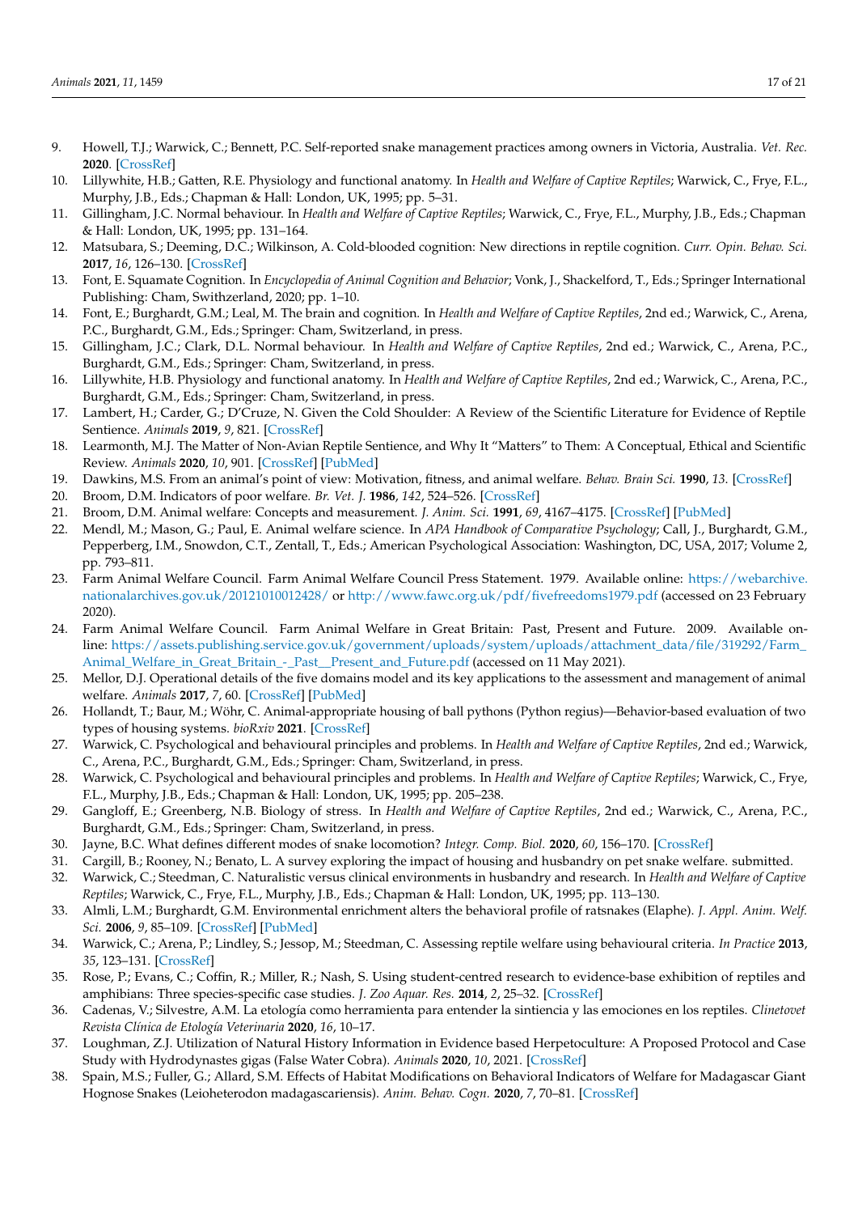9. Howell, T.J.; Warwick, C.; Bennett, P.C. Self-reported snake management practices among owners in Victoria, Australia. *Vet. Rec.* **2020**. [CrossRef]
10. Lillywhite, H.B.; Gatten, R.E. Physiology and functional anatomy. In *Health and Welfare of Captive Reptiles*; Warwick, C., Frye, F.L., Murphy, J.B., Eds.; Chapman & Hall: London, UK, 1995; pp. 5–31.
11. Gillingham, J.C. Normal behaviour. In *Health and Welfare of Captive Reptiles*; Warwick, C., Frye, F.L., Murphy, J.B., Eds.; Chapman & Hall: London, UK, 1995; pp. 131–164.
12. Matsubara, S.; Deeming, D.C.; Wilkinson, A. Cold-blooded cognition: New directions in reptile cognition. *Curr. Opin. Behav. Sci.* **2017**, *16*, 126–130. [CrossRef]
13. Font, E. Squamate Cognition. In *Encyclopedia of Animal Cognition and Behavior*; Vonk, J., Shackelford, T., Eds.; Springer International Publishing: Cham, Swithzerland, 2020; pp. 1–10.
14. Font, E.; Burghardt, G.M.; Leal, M. The brain and cognition. In *Health and Welfare of Captive Reptiles*, 2nd ed.; Warwick, C., Arena, P.C., Burghardt, G.M., Eds.; Springer: Cham, Switzerland, in press.
15. Gillingham, J.C.; Clark, D.L. Normal behaviour. In *Health and Welfare of Captive Reptiles*, 2nd ed.; Warwick, C., Arena, P.C., Burghardt, G.M., Eds.; Springer: Cham, Switzerland, in press.
16. Lillywhite, H.B. Physiology and functional anatomy. In *Health and Welfare of Captive Reptiles*, 2nd ed.; Warwick, C., Arena, P.C., Burghardt, G.M., Eds.; Springer: Cham, Switzerland, in press.
17. Lambert, H.; Carder, G.; D'Cruze, N. Given the Cold Shoulder: A Review of the Scientific Literature for Evidence of Reptile Sentience. *Animals* **2019**, *9*, 821. [CrossRef]
18. Learmonth, M.J. The Matter of Non-Avian Reptile Sentience, and Why It "Matters" to Them: A Conceptual, Ethical and Scientific Review. *Animals* **2020**, *10*, 901. [CrossRef] [PubMed]
19. Dawkins, M.S. From an animal's point of view: Motivation, fitness, and animal welfare. *Behav. Brain Sci.* **1990**, *13*. [CrossRef]
20. Broom, D.M. Indicators of poor welfare. *Br. Vet. J.* **1986**, *142*, 524–526. [CrossRef]
21. Broom, D.M. Animal welfare: Concepts and measurement. *J. Anim. Sci.* **1991**, *69*, 4167–4175. [CrossRef] [PubMed]
22. Mendl, M.; Mason, G.; Paul, E. Animal welfare science. In *APA Handbook of Comparative Psychology*; Call, J., Burghardt, G.M., Pepperberg, I.M., Snowdon, C.T., Zentall, T., Eds.; American Psychological Association: Washington, DC, USA, 2017; Volume 2, pp. 793–811.
23. Farm Animal Welfare Council. Farm Animal Welfare Council Press Statement. 1979. Available online: https://webarchive.nationalarchives.gov.uk/20121010012428/ or http://www.fawc.org.uk/pdf/fivefreedoms1979.pdf (accessed on 23 February 2020).
24. Farm Animal Welfare Council. Farm Animal Welfare in Great Britain: Past, Present and Future. 2009. Available online: https://assets.publishing.service.gov.uk/government/uploads/system/uploads/attachment_data/file/319292/Farm_Animal_Welfare_in_Great_Britain_-_Past__Present_and_Future.pdf (accessed on 11 May 2021).
25. Mellor, D.J. Operational details of the five domains model and its key applications to the assessment and management of animal welfare. *Animals* **2017**, *7*, 60. [CrossRef] [PubMed]
26. Hollandt, T.; Baur, M.; Wöhr, C. Animal-appropriate housing of ball pythons (Python regius)—Behavior-based evaluation of two types of housing systems. *bioRxiv* **2021**. [CrossRef]
27. Warwick, C. Psychological and behavioural principles and problems. In *Health and Welfare of Captive Reptiles*, 2nd ed.; Warwick, C., Arena, P.C., Burghardt, G.M., Eds.; Springer: Cham, Switzerland, in press.
28. Warwick, C. Psychological and behavioural principles and problems. In *Health and Welfare of Captive Reptiles*; Warwick, C., Frye, F.L., Murphy, J.B., Eds.; Chapman & Hall: London, UK, 1995; pp. 205–238.
29. Gangloff, E.; Greenberg, N.B. Biology of stress. In *Health and Welfare of Captive Reptiles*, 2nd ed.; Warwick, C., Arena, P.C., Burghardt, G.M., Eds.; Springer: Cham, Switzerland, in press.
30. Jayne, B.C. What defines different modes of snake locomotion? *Integr. Comp. Biol.* **2020**, *60*, 156–170. [CrossRef]
31. Cargill, B.; Rooney, N.; Benato, L. A survey exploring the impact of housing and husbandry on pet snake welfare. submitted.
32. Warwick, C.; Steedman, C. Naturalistic versus clinical environments in husbandry and research. In *Health and Welfare of Captive Reptiles*; Warwick, C., Frye, F.L., Murphy, J.B., Eds.; Chapman & Hall: London, UK, 1995; pp. 113–130.
33. Almli, L.M.; Burghardt, G.M. Environmental enrichment alters the behavioral profile of ratsnakes (Elaphe). *J. Appl. Anim. Welf. Sci.* **2006**, *9*, 85–109. [CrossRef] [PubMed]
34. Warwick, C.; Arena, P.; Lindley, S.; Jessop, M.; Steedman, C. Assessing reptile welfare using behavioural criteria. *In Practice* **2013**, *35*, 123–131. [CrossRef]
35. Rose, P.; Evans, C.; Coffin, R.; Miller, R.; Nash, S. Using student-centred research to evidence-base exhibition of reptiles and amphibians: Three species-specific case studies. *J. Zoo Aquar. Res.* **2014**, *2*, 25–32. [CrossRef]
36. Cadenas, V.; Silvestre, A.M. La etología como herramienta para entender la sintiencia y las emociones en los reptiles. *Clinetovet Revista Clínica de Etología Veterinaria* **2020**, *16*, 10–17.
37. Loughman, Z.J. Utilization of Natural History Information in Evidence based Herpetoculture: A Proposed Protocol and Case Study with Hydrodynastes gigas (False Water Cobra). *Animals* **2020**, *10*, 2021. [CrossRef]
38. Spain, M.S.; Fuller, G.; Allard, S.M. Effects of Habitat Modifications on Behavioral Indicators of Welfare for Madagascar Giant Hognose Snakes (Leioheterodon madagascariensis). *Anim. Behav. Cogn.* **2020**, *7*, 70–81. [CrossRef]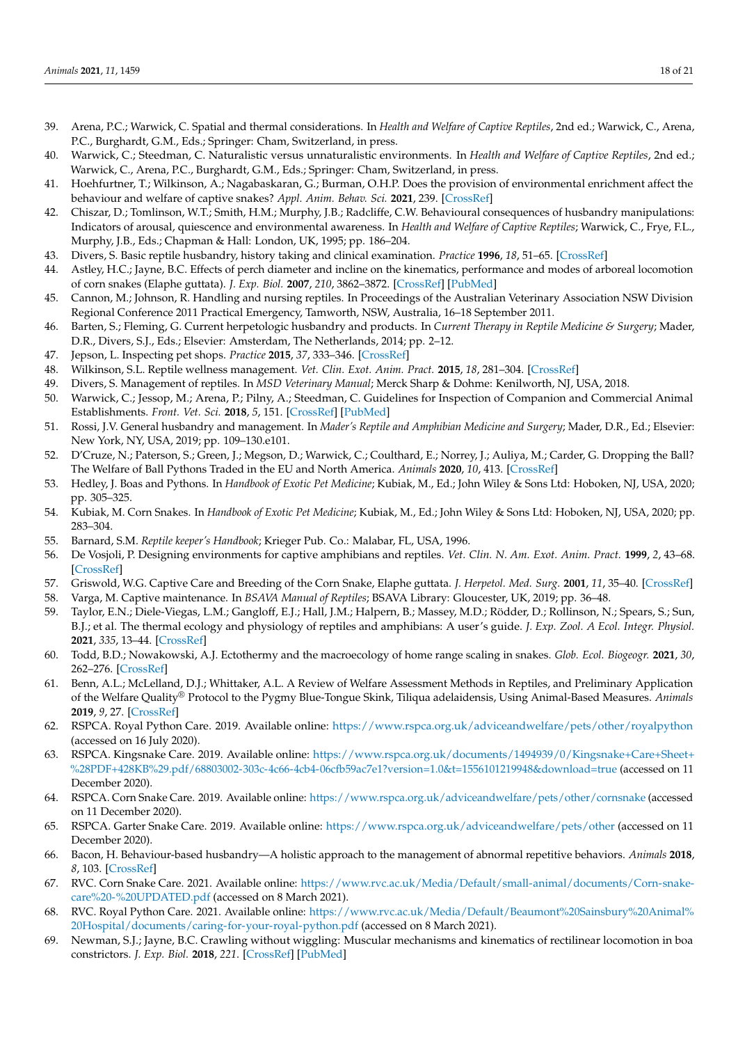39. Arena, P.C.; Warwick, C. Spatial and thermal considerations. In *Health and Welfare of Captive Reptiles*, 2nd ed.; Warwick, C., Arena, P.C., Burghardt, G.M., Eds.; Springer: Cham, Switzerland, in press.
40. Warwick, C.; Steedman, C. Naturalistic versus unnaturalistic environments. In *Health and Welfare of Captive Reptiles*, 2nd ed.; Warwick, C., Arena, P.C., Burghardt, G.M., Eds.; Springer: Cham, Switzerland, in press.
41. Hoehfurtner, T.; Wilkinson, A.; Nagabaskaran, G.; Burman, O.H.P. Does the provision of environmental enrichment affect the behaviour and welfare of captive snakes? *Appl. Anim. Behav. Sci.* **2021**, 239. [CrossRef]
42. Chiszar, D.; Tomlinson, W.T.; Smith, H.M.; Murphy, J.B.; Radcliffe, C.W. Behavioural consequences of husbandry manipulations: Indicators of arousal, quiescence and environmental awareness. In *Health and Welfare of Captive Reptiles*; Warwick, C., Frye, F.L., Murphy, J.B., Eds.; Chapman & Hall: London, UK, 1995; pp. 186–204.
43. Divers, S. Basic reptile husbandry, history taking and clinical examination. *Practice* **1996**, *18*, 51–65. [CrossRef]
44. Astley, H.C.; Jayne, B.C. Effects of perch diameter and incline on the kinematics, performance and modes of arboreal locomotion of corn snakes (Elaphe guttata). *J. Exp. Biol.* **2007**, *210*, 3862–3872. [CrossRef] [PubMed]
45. Cannon, M.; Johnson, R. Handling and nursing reptiles. In Proceedings of the Australian Veterinary Association NSW Division Regional Conference 2011 Practical Emergency, Tamworth, NSW, Australia, 16–18 September 2011.
46. Barten, S.; Fleming, G. Current herpetologic husbandry and products. In *Current Therapy in Reptile Medicine & Surgery*; Mader, D.R., Divers, S.J., Eds.; Elsevier: Amsterdam, The Netherlands, 2014; pp. 2–12.
47. Jepson, L. Inspecting pet shops. *Practice* **2015**, *37*, 333–346. [CrossRef]
48. Wilkinson, S.L. Reptile wellness management. *Vet. Clin. Exot. Anim. Pract.* **2015**, *18*, 281–304. [CrossRef]
49. Divers, S. Management of reptiles. In *MSD Veterinary Manual*; Merck Sharp & Dohme: Kenilworth, NJ, USA, 2018.
50. Warwick, C.; Jessop, M.; Arena, P.; Pilny, A.; Steedman, C. Guidelines for Inspection of Companion and Commercial Animal Establishments. *Front. Vet. Sci.* **2018**, *5*, 151. [CrossRef] [PubMed]
51. Rossi, J.V. General husbandry and management. In *Mader's Reptile and Amphibian Medicine and Surgery*; Mader, D.R., Ed.; Elsevier: New York, NY, USA, 2019; pp. 109–130.e101.
52. D'Cruze, N.; Paterson, S.; Green, J.; Megson, D.; Warwick, C.; Coulthard, E.; Norrey, J.; Auliya, M.; Carder, G. Dropping the Ball? The Welfare of Ball Pythons Traded in the EU and North America. *Animals* **2020**, *10*, 413. [CrossRef]
53. Hedley, J. Boas and Pythons. In *Handbook of Exotic Pet Medicine*; Kubiak, M., Ed.; John Wiley & Sons Ltd: Hoboken, NJ, USA, 2020; pp. 305–325.
54. Kubiak, M. Corn Snakes. In *Handbook of Exotic Pet Medicine*; Kubiak, M., Ed.; John Wiley & Sons Ltd: Hoboken, NJ, USA, 2020; pp. 283–304.
55. Barnard, S.M. *Reptile keeper's Handbook*; Krieger Pub. Co.: Malabar, FL, USA, 1996.
56. De Vosjoli, P. Designing environments for captive amphibians and reptiles. *Vet. Clin. N. Am. Exot. Anim. Pract.* **1999**, *2*, 43–68. [CrossRef]
57. Griswold, W.G. Captive Care and Breeding of the Corn Snake, Elaphe guttata. *J. Herpetol. Med. Surg.* **2001**, *11*, 35–40. [CrossRef]
58. Varga, M. Captive maintenance. In *BSAVA Manual of Reptiles*; BSAVA Library: Gloucester, UK, 2019; pp. 36–48.
59. Taylor, E.N.; Diele-Viegas, L.M.; Gangloff, E.J.; Hall, J.M.; Halpern, B.; Massey, M.D.; Rödder, D.; Rollinson, N.; Spears, S.; Sun, B.J.; et al. The thermal ecology and physiology of reptiles and amphibians: A user's guide. *J. Exp. Zool. A Ecol. Integr. Physiol.* **2021**, *335*, 13–44. [CrossRef]
60. Todd, B.D.; Nowakowski, A.J. Ectothermy and the macroecology of home range scaling in snakes. *Glob. Ecol. Biogeogr.* **2021**, *30*, 262–276. [CrossRef]
61. Benn, A.L.; McLelland, D.J.; Whittaker, A.L. A Review of Welfare Assessment Methods in Reptiles, and Preliminary Application of the Welfare Quality® Protocol to the Pygmy Blue-Tongue Skink, Tiliqua adelaidensis, Using Animal-Based Measures. *Animals* **2019**, *9*, 27. [CrossRef]
62. RSPCA. Royal Python Care. 2019. Available online: https://www.rspca.org.uk/adviceandwelfare/pets/other/royalpython (accessed on 16 July 2020).
63. RSPCA. Kingsnake Care. 2019. Available online: https://www.rspca.org.uk/documents/1494939/0/Kingsnake+Care+Sheet+%28PDF+428KB%29.pdf/68803002-303c-4c66-4cb4-06cfb59ac7e1?version=1.0&t=1556101219948&download=true (accessed on 11 December 2020).
64. RSPCA. Corn Snake Care. 2019. Available online: https://www.rspca.org.uk/adviceandwelfare/pets/other/cornsnake (accessed on 11 December 2020).
65. RSPCA. Garter Snake Care. 2019. Available online: https://www.rspca.org.uk/adviceandwelfare/pets/other (accessed on 11 December 2020).
66. Bacon, H. Behaviour-based husbandry—A holistic approach to the management of abnormal repetitive behaviors. *Animals* **2018**, *8*, 103. [CrossRef]
67. RVC. Corn Snake Care. 2021. Available online: https://www.rvc.ac.uk/Media/Default/small-animal/documents/Corn-snake-care%20-%20UPDATED.pdf (accessed on 8 March 2021).
68. RVC. Royal Python Care. 2021. Available online: https://www.rvc.ac.uk/Media/Default/Beaumont%20Sainsbury%20Animal%20Hospital/documents/caring-for-your-royal-python.pdf (accessed on 8 March 2021).
69. Newman, S.J.; Jayne, B.C. Crawling without wiggling: Muscular mechanisms and kinematics of rectilinear locomotion in boa constrictors. *J. Exp. Biol.* **2018**, *221*. [CrossRef] [PubMed]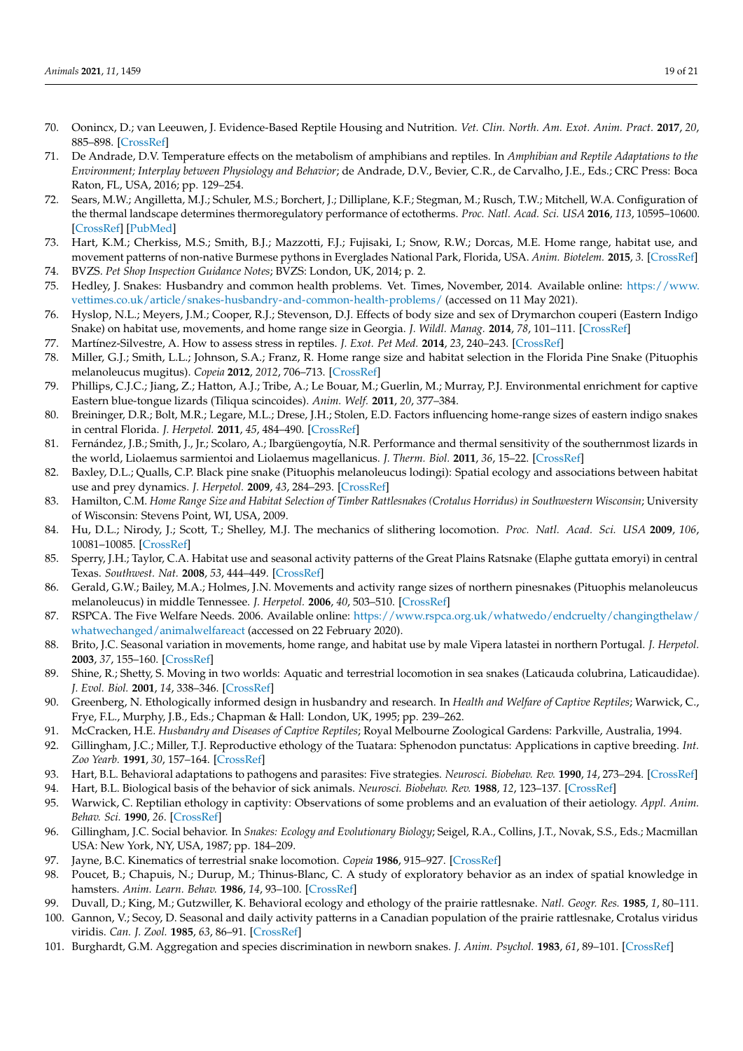70. Oonincx, D.; van Leeuwen, J. Evidence-Based Reptile Housing and Nutrition. *Vet. Clin. North. Am. Exot. Anim. Pract.* **2017**, *20*, 885–898. [CrossRef]
71. De Andrade, D.V. Temperature effects on the metabolism of amphibians and reptiles. In *Amphibian and Reptile Adaptations to the Environment; Interplay between Physiology and Behavior*; de Andrade, D.V., Bevier, C.R., de Carvalho, J.E., Eds.; CRC Press: Boca Raton, FL, USA, 2016; pp. 129–254.
72. Sears, M.W.; Angilletta, M.J.; Schuler, M.S.; Borchert, J.; Dilliplane, K.F.; Stegman, M.; Rusch, T.W.; Mitchell, W.A. Configuration of the thermal landscape determines thermoregulatory performance of ectotherms. *Proc. Natl. Acad. Sci. USA* **2016**, *113*, 10595–10600. [CrossRef] [PubMed]
73. Hart, K.M.; Cherkiss, M.S.; Smith, B.J.; Mazzotti, F.J.; Fujisaki, I.; Snow, R.W.; Dorcas, M.E. Home range, habitat use, and movement patterns of non-native Burmese pythons in Everglades National Park, Florida, USA. *Anim. Biotelem.* **2015**, *3*. [CrossRef]
74. BVZS. *Pet Shop Inspection Guidance Notes*; BVZS: London, UK, 2014; p. 2.
75. Hedley, J. Snakes: Husbandry and common health problems. Vet. Times, November, 2014. Available online: https://www.vettimes.co.uk/article/snakes-husbandry-and-common-health-problems/ (accessed on 11 May 2021).
76. Hyslop, N.L.; Meyers, J.M.; Cooper, R.J.; Stevenson, D.J. Effects of body size and sex of Drymarchon couperi (Eastern Indigo Snake) on habitat use, movements, and home range size in Georgia. *J. Wildl. Manag.* **2014**, *78*, 101–111. [CrossRef]
77. Martínez-Silvestre, A. How to assess stress in reptiles. *J. Exot. Pet Med.* **2014**, *23*, 240–243. [CrossRef]
78. Miller, G.J.; Smith, L.L.; Johnson, S.A.; Franz, R. Home range size and habitat selection in the Florida Pine Snake (Pituophis melanoleucus mugitus). *Copeia* **2012**, *2012*, 706–713. [CrossRef]
79. Phillips, C.J.C.; Jiang, Z.; Hatton, A.J.; Tribe, A.; Le Bouar, M.; Guerlin, M.; Murray, P.J. Environmental enrichment for captive Eastern blue-tongue lizards (Tiliqua scincoides). *Anim. Welf.* **2011**, *20*, 377–384.
80. Breininger, D.R.; Bolt, M.R.; Legare, M.L.; Drese, J.H.; Stolen, E.D. Factors influencing home-range sizes of eastern indigo snakes in central Florida. *J. Herpetol.* **2011**, *45*, 484–490. [CrossRef]
81. Fernández, J.B.; Smith, J., Jr.; Scolaro, A.; Ibargüengoytía, N.R. Performance and thermal sensitivity of the southernmost lizards in the world, Liolaemus sarmientoi and Liolaemus magellanicus. *J. Therm. Biol.* **2011**, *36*, 15–22. [CrossRef]
82. Baxley, D.L.; Qualls, C.P. Black pine snake (Pituophis melanoleucus lodingi): Spatial ecology and associations between habitat use and prey dynamics. *J. Herpetol.* **2009**, *43*, 284–293. [CrossRef]
83. Hamilton, C.M. *Home Range Size and Habitat Selection of Timber Rattlesnakes (Crotalus Horridus) in Southwestern Wisconsin*; University of Wisconsin: Stevens Point, WI, USA, 2009.
84. Hu, D.L.; Nirody, J.; Scott, T.; Shelley, M.J. The mechanics of slithering locomotion. *Proc. Natl. Acad. Sci. USA* **2009**, *106*, 10081–10085. [CrossRef]
85. Sperry, J.H.; Taylor, C.A. Habitat use and seasonal activity patterns of the Great Plains Ratsnake (Elaphe guttata emoryi) in central Texas. *Southwest. Nat.* **2008**, *53*, 444–449. [CrossRef]
86. Gerald, G.W.; Bailey, M.A.; Holmes, J.N. Movements and activity range sizes of northern pinesnakes (Pituophis melanoleucus melanoleucus) in middle Tennessee. *J. Herpetol.* **2006**, *40*, 503–510. [CrossRef]
87. RSPCA. The Five Welfare Needs. 2006. Available online: https://www.rspca.org.uk/whatwedo/endcruelty/changingthelaw/whatwechanged/animalwelfareact (accessed on 22 February 2020).
88. Brito, J.C. Seasonal variation in movements, home range, and habitat use by male Vipera latastei in northern Portugal. *J. Herpetol.* **2003**, *37*, 155–160. [CrossRef]
89. Shine, R.; Shetty, S. Moving in two worlds: Aquatic and terrestrial locomotion in sea snakes (Laticauda colubrina, Laticaudidae). *J. Evol. Biol.* **2001**, *14*, 338–346. [CrossRef]
90. Greenberg, N. Ethologically informed design in husbandry and research. In *Health and Welfare of Captive Reptiles*; Warwick, C., Frye, F.L., Murphy, J.B., Eds.; Chapman & Hall: London, UK, 1995; pp. 239–262.
91. McCracken, H.E. *Husbandry and Diseases of Captive Reptiles*; Royal Melbourne Zoological Gardens: Parkville, Australia, 1994.
92. Gillingham, J.C.; Miller, T.J. Reproductive ethology of the Tuatara: Sphenodon punctatus: Applications in captive breeding. *Int. Zoo Yearb.* **1991**, *30*, 157–164. [CrossRef]
93. Hart, B.L. Behavioral adaptations to pathogens and parasites: Five strategies. *Neurosci. Biobehav. Rev.* **1990**, *14*, 273–294. [CrossRef]
94. Hart, B.L. Biological basis of the behavior of sick animals. *Neurosci. Biobehav. Rev.* **1988**, *12*, 123–137. [CrossRef]
95. Warwick, C. Reptilian ethology in captivity: Observations of some problems and an evaluation of their aetiology. *Appl. Anim. Behav. Sci.* **1990**, *26*. [CrossRef]
96. Gillingham, J.C. Social behavior. In *Snakes: Ecology and Evolutionary Biology*; Seigel, R.A., Collins, J.T., Novak, S.S., Eds.; Macmillan USA: New York, NY, USA, 1987; pp. 184–209.
97. Jayne, B.C. Kinematics of terrestrial snake locomotion. *Copeia* **1986**, 915–927. [CrossRef]
98. Poucet, B.; Chapuis, N.; Durup, M.; Thinus-Blanc, C. A study of exploratory behavior as an index of spatial knowledge in hamsters. *Anim. Learn. Behav.* **1986**, *14*, 93–100. [CrossRef]
99. Duvall, D.; King, M.; Gutzwiller, K. Behavioral ecology and ethology of the prairie rattlesnake. *Natl. Geogr. Res.* **1985**, *1*, 80–111.
100. Gannon, V.; Secoy, D. Seasonal and daily activity patterns in a Canadian population of the prairie rattlesnake, Crotalus viridus viridis. *Can. J. Zool.* **1985**, *63*, 86–91. [CrossRef]
101. Burghardt, G.M. Aggregation and species discrimination in newborn snakes. *J. Anim. Psychol.* **1983**, *61*, 89–101. [CrossRef]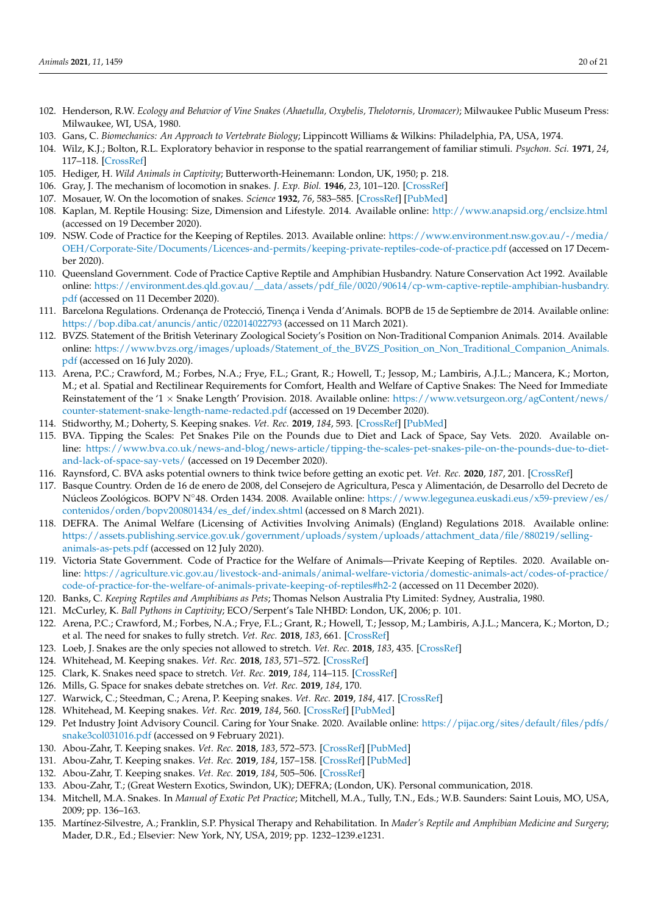102. Henderson, R.W. *Ecology and Behavior of Vine Snakes (Ahaetulla, Oxybelis, Thelotornis, Uromacer)*; Milwaukee Public Museum Press: Milwaukee, WI, USA, 1980.
103. Gans, C. *Biomechanics: An Approach to Vertebrate Biology*; Lippincott Williams & Wilkins: Philadelphia, PA, USA, 1974.
104. Wilz, K.J.; Bolton, R.L. Exploratory behavior in response to the spatial rearrangement of familiar stimuli. *Psychon. Sci.* **1971**, *24*, 117–118. [CrossRef]
105. Hediger, H. *Wild Animals in Captivity*; Butterworth-Heinemann: London, UK, 1950; p. 218.
106. Gray, J. The mechanism of locomotion in snakes. *J. Exp. Biol.* **1946**, *23*, 101–120. [CrossRef]
107. Mosauer, W. On the locomotion of snakes. *Science* **1932**, *76*, 583–585. [CrossRef] [PubMed]
108. Kaplan, M. Reptile Housing: Size, Dimension and Lifestyle. 2014. Available online: http://www.anapsid.org/enclsize.html (accessed on 19 December 2020).
109. NSW. Code of Practice for the Keeping of Reptiles. 2013. Available online: https://www.environment.nsw.gov.au/-/media/OEH/Corporate-Site/Documents/Licences-and-permits/keeping-private-reptiles-code-of-practice.pdf (accessed on 17 December 2020).
110. Queensland Government. Code of Practice Captive Reptile and Amphibian Husbandry. Nature Conservation Act 1992. Available online: https://environment.des.qld.gov.au/__data/assets/pdf_file/0020/90614/cp-wm-captive-reptile-amphibian-husbandry.pdf (accessed on 11 December 2020).
111. Barcelona Regulations. Ordenança de Protecció, Tinença i Venda d'Animals. BOPB de 15 de Septiembre de 2014. Available online: https://bop.diba.cat/anuncis/antic/022014022793 (accessed on 11 March 2021).
112. BVZS. Statement of the British Veterinary Zoological Society's Position on Non-Traditional Companion Animals. 2014. Available online: https://www.bvzs.org/images/uploads/Statement_of_the_BVZS_Position_on_Non_Traditional_Companion_Animals.pdf (accessed on 16 July 2020).
113. Arena, P.C.; Crawford, M.; Forbes, N.A.; Frye, F.L.; Grant, R.; Howell, T.; Jessop, M.; Lambiris, A.J.L.; Mancera, K.; Morton, M.; et al. Spatial and Rectilinear Requirements for Comfort, Health and Welfare of Captive Snakes: The Need for Immediate Reinstatement of the '1 × Snake Length' Provision. 2018. Available online: https://www.vetsurgeon.org/agContent/news/counter-statement-snake-length-name-redacted.pdf (accessed on 19 December 2020).
114. Stidworthy, M.; Doherty, S. Keeping snakes. *Vet. Rec.* **2019**, *184*, 593. [CrossRef] [PubMed]
115. BVA. Tipping the Scales: Pet Snakes Pile on the Pounds due to Diet and Lack of Space, Say Vets. 2020. Available online: https://www.bva.co.uk/news-and-blog/news-article/tipping-the-scales-pet-snakes-pile-on-the-pounds-due-to-diet-and-lack-of-space-say-vets/ (accessed on 19 December 2020).
116. Raynsford, C. BVA asks potential owners to think twice before getting an exotic pet. *Vet. Rec.* **2020**, *187*, 201. [CrossRef]
117. Basque Country. Orden de 16 de enero de 2008, del Consejero de Agricultura, Pesca y Alimentación, de Desarrollo del Decreto de Núcleos Zoológicos. BOPV N°48. Orden 1434. 2008. Available online: https://www.legegunea.euskadi.eus/x59-preview/es/contenidos/orden/bopv200801434/es_def/index.shtml (accessed on 8 March 2021).
118. DEFRA. The Animal Welfare (Licensing of Activities Involving Animals) (England) Regulations 2018. Available online: https://assets.publishing.service.gov.uk/government/uploads/system/uploads/attachment_data/file/880219/selling-animals-as-pets.pdf (accessed on 12 July 2020).
119. Victoria State Government. Code of Practice for the Welfare of Animals—Private Keeping of Reptiles. 2020. Available online: https://agriculture.vic.gov.au/livestock-and-animals/animal-welfare-victoria/domestic-animals-act/codes-of-practice/code-of-practice-for-the-welfare-of-animals-private-keeping-of-reptiles#h2-2 (accessed on 11 December 2020).
120. Banks, C. *Keeping Reptiles and Amphibians as Pets*; Thomas Nelson Australia Pty Limited: Sydney, Australia, 1980.
121. McCurley, K. *Ball Pythons in Captivity*; ECO/Serpent's Tale NHBD: London, UK, 2006; p. 101.
122. Arena, P.C.; Crawford, M.; Forbes, N.A.; Frye, F.L.; Grant, R.; Howell, T.; Jessop, M.; Lambiris, A.J.L.; Mancera, K.; Morton, D.; et al. The need for snakes to fully stretch. *Vet. Rec.* **2018**, *183*, 661. [CrossRef]
123. Loeb, J. Snakes are the only species not allowed to stretch. *Vet. Rec.* **2018**, *183*, 435. [CrossRef]
124. Whitehead, M. Keeping snakes. *Vet. Rec.* **2018**, *183*, 571–572. [CrossRef]
125. Clark, K. Snakes need space to stretch. *Vet. Rec.* **2019**, *184*, 114–115. [CrossRef]
126. Mills, G. Space for snakes debate stretches on. *Vet. Rec.* **2019**, *184*, 170.
127. Warwick, C.; Steedman, C.; Arena, P. Keeping snakes. *Vet. Rec.* **2019**, *184*, 417. [CrossRef]
128. Whitehead, M. Keeping snakes. *Vet. Rec.* **2019**, *184*, 560. [CrossRef] [PubMed]
129. Pet Industry Joint Advisory Council. Caring for Your Snake. 2020. Available online: https://pijac.org/sites/default/files/pdfs/snake3col031016.pdf (accessed on 9 February 2021).
130. Abou-Zahr, T. Keeping snakes. *Vet. Rec.* **2018**, *183*, 572–573. [CrossRef] [PubMed]
131. Abou-Zahr, T. Keeping snakes. *Vet. Rec.* **2019**, *184*, 157–158. [CrossRef] [PubMed]
132. Abou-Zahr, T. Keeping snakes. *Vet. Rec.* **2019**, *184*, 505–506. [CrossRef]
133. Abou-Zahr, T.; (Great Western Exotics, Swindon, UK); DEFRA; (London, UK). Personal communication, 2018.
134. Mitchell, M.A. Snakes. In *Manual of Exotic Pet Practice*; Mitchell, M.A., Tully, T.N., Eds.; W.B. Saunders: Saint Louis, MO, USA, 2009; pp. 136–163.
135. Martínez-Silvestre, A.; Franklin, S.P. Physical Therapy and Rehabilitation. In *Mader's Reptile and Amphibian Medicine and Surgery*; Mader, D.R., Ed.; Elsevier: New York, NY, USA, 2019; pp. 1232–1239.e1231.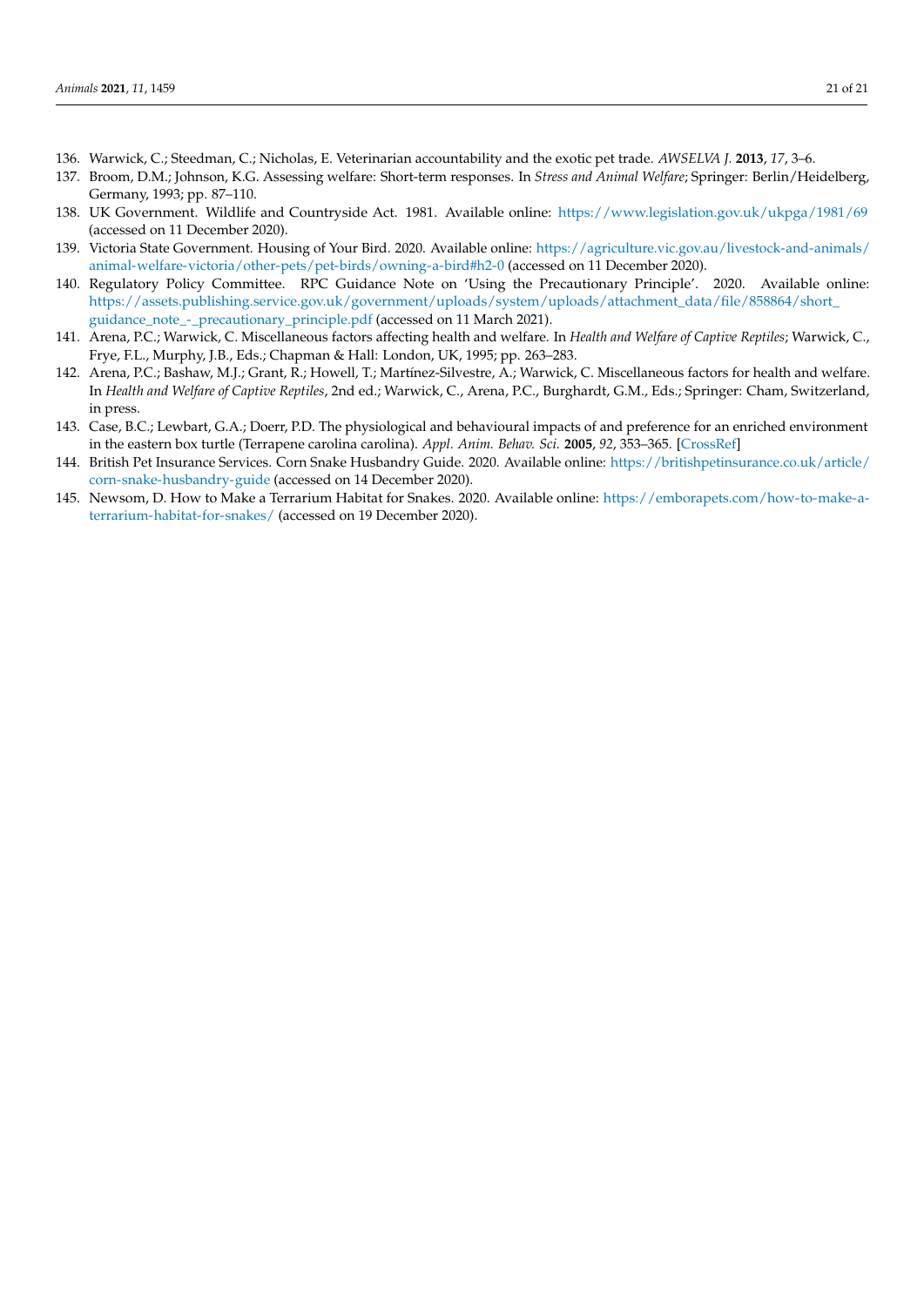136. Warwick, C.; Steedman, C.; Nicholas, E. Veterinarian accountability and the exotic pet trade. *AWSELVA J.* **2013**, *17*, 3–6.
137. Broom, D.M.; Johnson, K.G. Assessing welfare: Short-term responses. In *Stress and Animal Welfare*; Springer: Berlin/Heidelberg, Germany, 1993; pp. 87–110.
138. UK Government. Wildlife and Countryside Act. 1981. Available online: https://www.legislation.gov.uk/ukpga/1981/69 (accessed on 11 December 2020).
139. Victoria State Government. Housing of Your Bird. 2020. Available online: https://agriculture.vic.gov.au/livestock-and-animals/animal-welfare-victoria/other-pets/pet-birds/owning-a-bird#h2-0 (accessed on 11 December 2020).
140. Regulatory Policy Committee. RPC Guidance Note on 'Using the Precautionary Principle'. 2020. Available online: https://assets.publishing.service.gov.uk/government/uploads/system/uploads/attachment_data/file/858864/short_guidance_note_-_precautionary_principle.pdf (accessed on 11 March 2021).
141. Arena, P.C.; Warwick, C. Miscellaneous factors affecting health and welfare. In *Health and Welfare of Captive Reptiles*; Warwick, C., Frye, F.L., Murphy, J.B., Eds.; Chapman & Hall: London, UK, 1995; pp. 263–283.
142. Arena, P.C.; Bashaw, M.J.; Grant, R.; Howell, T.; Martínez-Silvestre, A.; Warwick, C. Miscellaneous factors for health and welfare. In *Health and Welfare of Captive Reptiles*, 2nd ed.; Warwick, C., Arena, P.C., Burghardt, G.M., Eds.; Springer: Cham, Switzerland, in press.
143. Case, B.C.; Lewbart, G.A.; Doerr, P.D. The physiological and behavioural impacts of and preference for an enriched environment in the eastern box turtle (Terrapene carolina carolina). *Appl. Anim. Behav. Sci.* **2005**, *92*, 353–365. [CrossRef]
144. British Pet Insurance Services. Corn Snake Husbandry Guide. 2020. Available online: https://britishpetinsurance.co.uk/article/corn-snake-husbandry-guide (accessed on 14 December 2020).
145. Newsom, D. How to Make a Terrarium Habitat for Snakes. 2020. Available online: https://emborapets.com/how-to-make-a-terrarium-habitat-for-snakes/ (accessed on 19 December 2020).